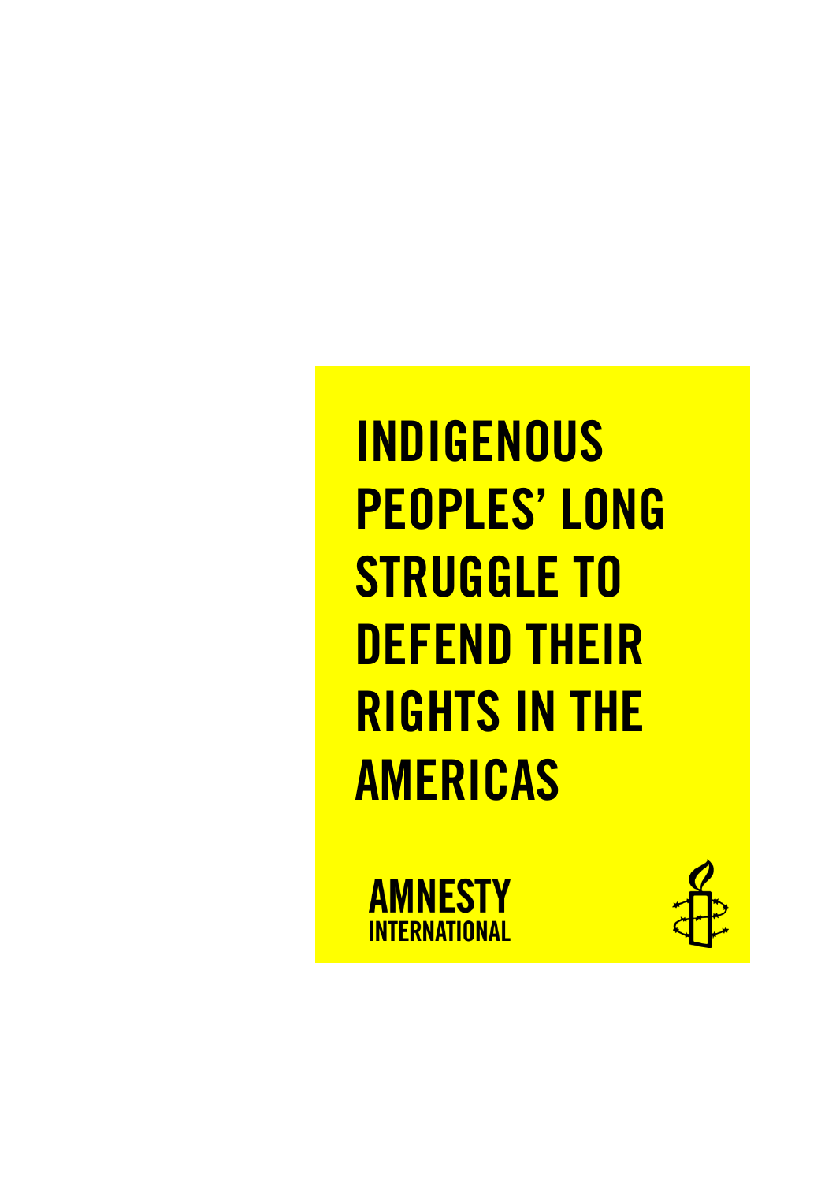# INDIGENOUS PEOPLES' LONG STRUGGLE TO DEFEND THEIR RIGHTS IN THE AMERICAS

AMNESTY INTERNATIONAL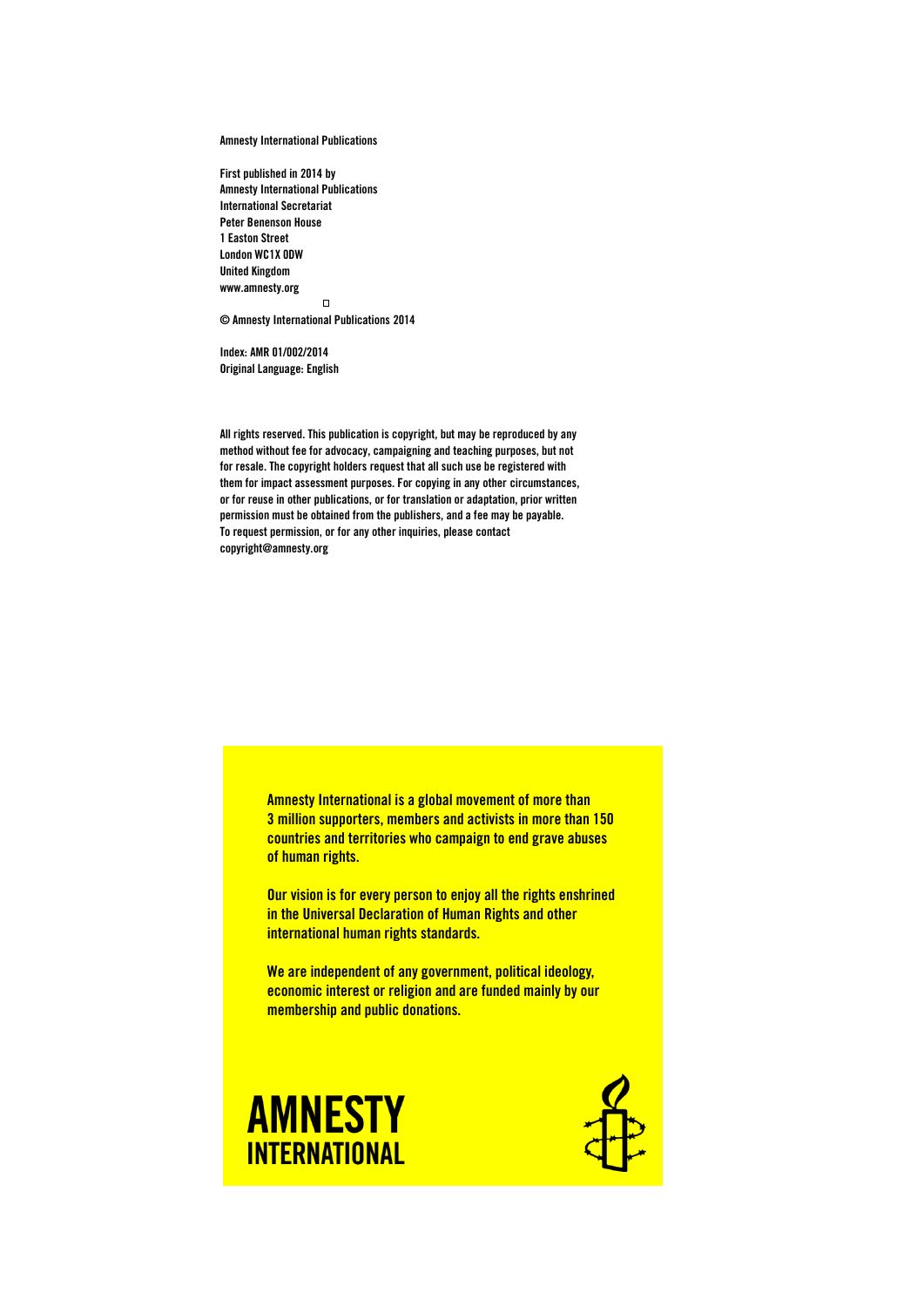Amnesty International Publications

First published in 2014 by
Amnesty International Publications
International Secretariat
Peter Benenson House
1 Easton Street
London WC1X 0DW
United Kingdom
www.amnesty.org

© Amnesty International Publications 2014

Index: AMR 01/002/2014
Original Language: English

All rights reserved. This publication is copyright, but may be reproduced by any method without fee for advocacy, campaigning and teaching purposes, but not for resale. The copyright holders request that all such use be registered with them for impact assessment purposes. For copying in any other circumstances, or for reuse in other publications, or for translation or adaptation, prior written permission must be obtained from the publishers, and a fee may be payable. To request permission, or for any other inquiries, please contact copyright@amnesty.org

**Amnesty International is a global movement of more than 3 million supporters, members and activists in more than 150 countries and territories who campaign to end grave abuses of human rights.**

**Our vision is for every person to enjoy all the rights enshrined in the Universal Declaration of Human Rights and other international human rights standards.**

**We are independent of any government, political ideology, economic interest or religion and are funded mainly by our membership and public donations.**

**AMNESTY INTERNATIONAL**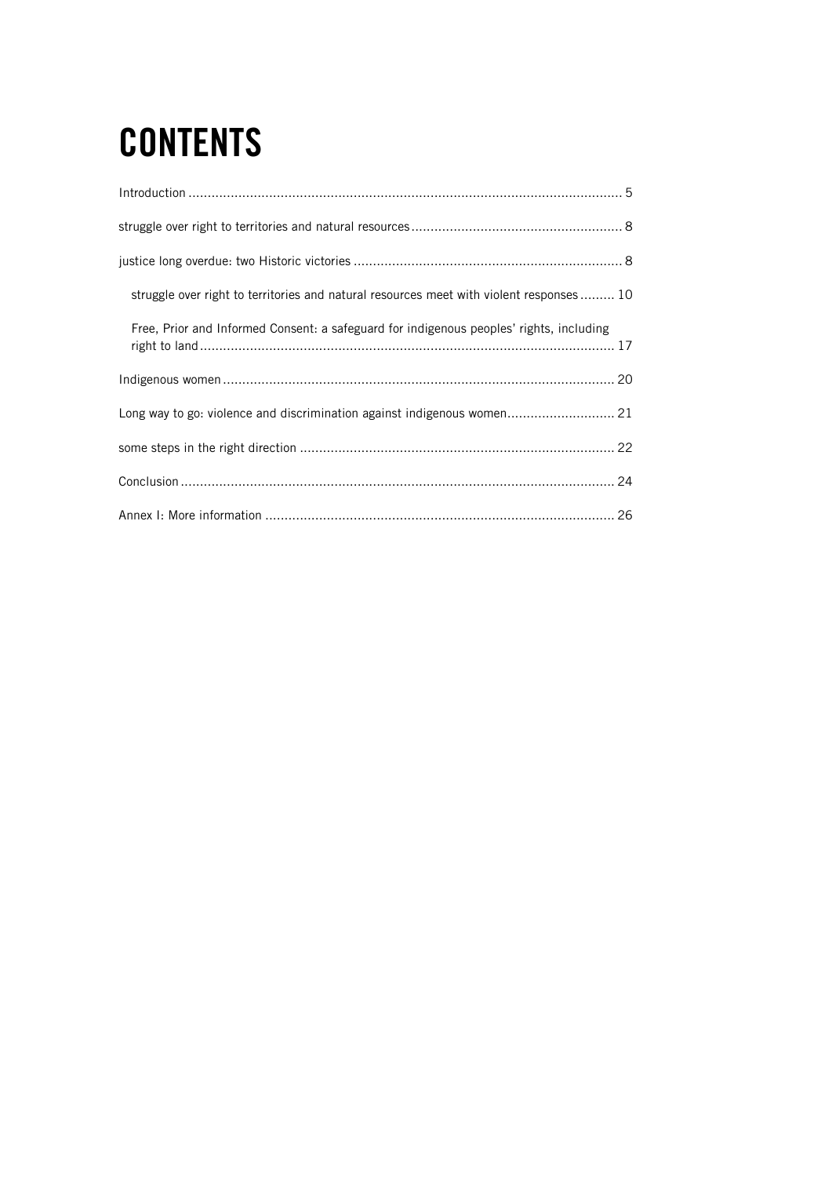# CONTENTS

Introduction ................................................................................................................ 5

struggle over right to territories and natural resources....................................................... 8

justice long overdue: two Historic victories ...................................................................... 8

struggle over right to territories and natural resources meet with violent responses ......... 10

Free, Prior and Informed Consent: a safeguard for indigenous peoples' rights, including right to land.......................................................................................................... 17

Indigenous women ..................................................................................................... 20

Long way to go: violence and discrimination against indigenous women............................ 21

some steps in the right direction .................................................................................. 22

Conclusion ................................................................................................................ 24

Annex I: More information .......................................................................................... 26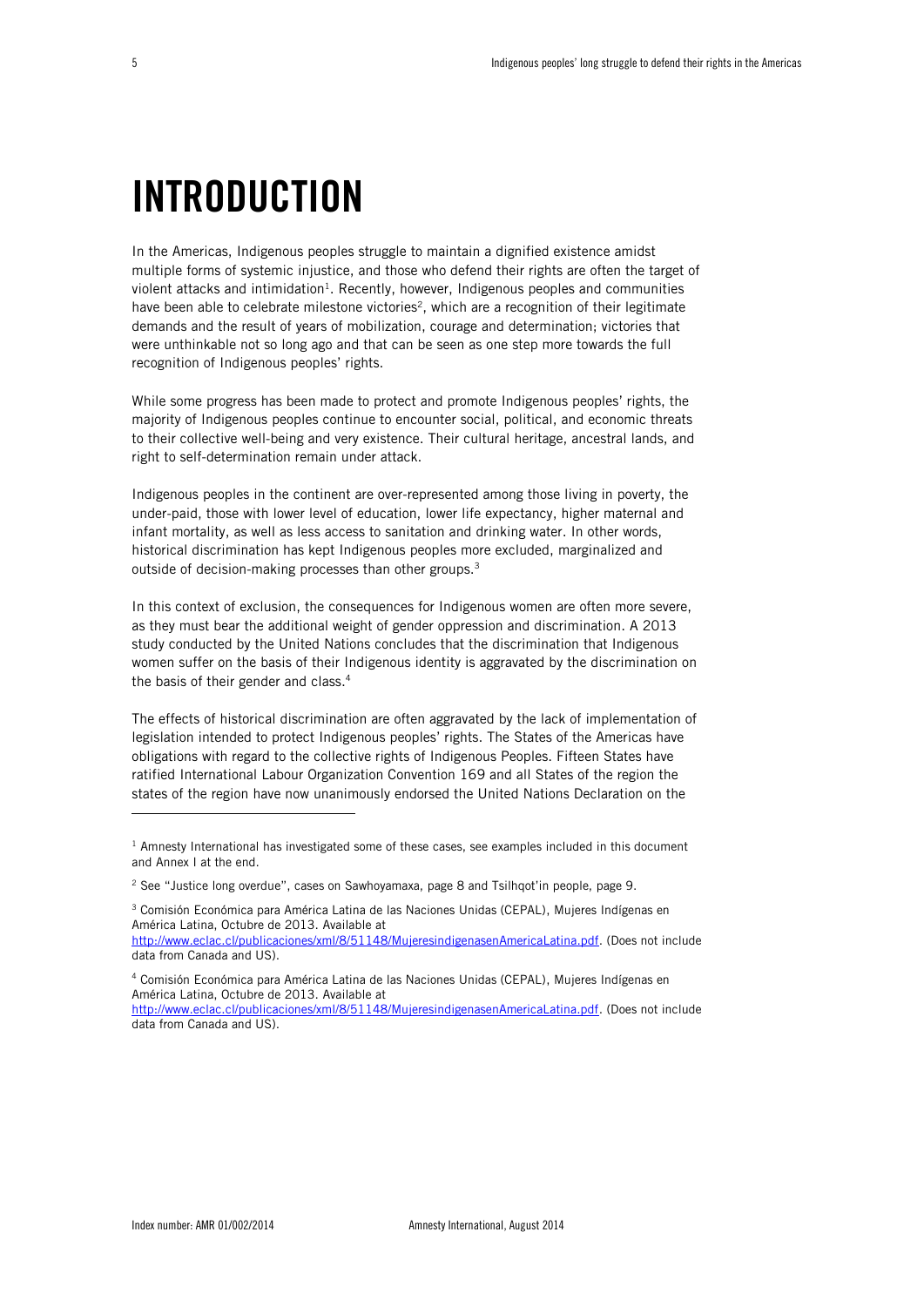# INTRODUCTION

In the Americas, Indigenous peoples struggle to maintain a dignified existence amidst multiple forms of systemic injustice, and those who defend their rights are often the target of violent attacks and intimidation[1]. Recently, however, Indigenous peoples and communities have been able to celebrate milestone victories[2], which are a recognition of their legitimate demands and the result of years of mobilization, courage and determination; victories that were unthinkable not so long ago and that can be seen as one step more towards the full recognition of Indigenous peoples' rights.

While some progress has been made to protect and promote Indigenous peoples' rights, the majority of Indigenous peoples continue to encounter social, political, and economic threats to their collective well-being and very existence. Their cultural heritage, ancestral lands, and right to self-determination remain under attack.

Indigenous peoples in the continent are over-represented among those living in poverty, the under-paid, those with lower level of education, lower life expectancy, higher maternal and infant mortality, as well as less access to sanitation and drinking water. In other words, historical discrimination has kept Indigenous peoples more excluded, marginalized and outside of decision-making processes than other groups.[3]

In this context of exclusion, the consequences for Indigenous women are often more severe, as they must bear the additional weight of gender oppression and discrimination. A 2013 study conducted by the United Nations concludes that the discrimination that Indigenous women suffer on the basis of their Indigenous identity is aggravated by the discrimination on the basis of their gender and class.[4]

The effects of historical discrimination are often aggravated by the lack of implementation of legislation intended to protect Indigenous peoples' rights. The States of the Americas have obligations with regard to the collective rights of Indigenous Peoples. Fifteen States have ratified International Labour Organization Convention 169 and all States of the region the states of the region have now unanimously endorsed the United Nations Declaration on the

---

[1] Amnesty International has investigated some of these cases, see examples included in this document and Annex I at the end.

[2] See "Justice long overdue", cases on Sawhoyamaxa, page 8 and Tsilhqot'in people, page 9.

[3] Comisión Económica para América Latina de las Naciones Unidas (CEPAL), Mujeres Indígenas en América Latina, Octubre de 2013. Available at http://www.eclac.cl/publicaciones/xml/8/51148/MujeresindigenasenAmericaLatina.pdf. (Does not include data from Canada and US).

[4] Comisión Económica para América Latina de las Naciones Unidas (CEPAL), Mujeres Indígenas en América Latina, Octubre de 2013. Available at http://www.eclac.cl/publicaciones/xml/8/51148/MujeresindigenasenAmericaLatina.pdf. (Does not include data from Canada and US).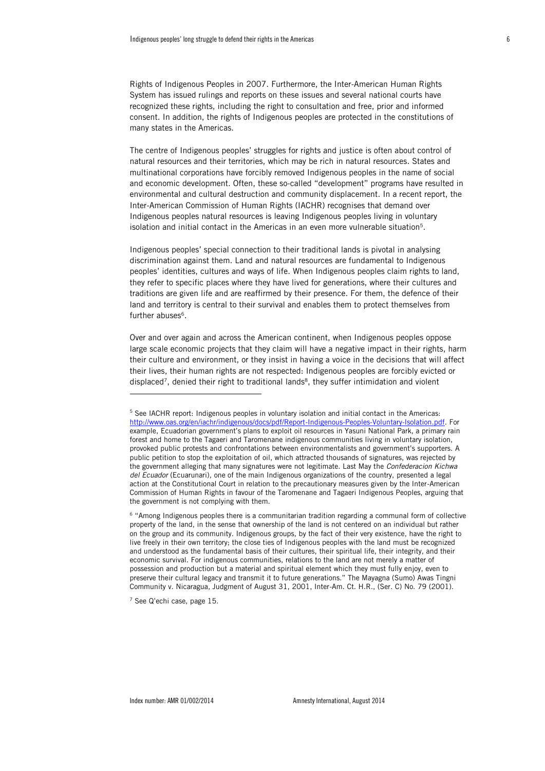Rights of Indigenous Peoples in 2007. Furthermore, the Inter-American Human Rights System has issued rulings and reports on these issues and several national courts have recognized these rights, including the right to consultation and free, prior and informed consent. In addition, the rights of Indigenous peoples are protected in the constitutions of many states in the Americas.

The centre of Indigenous peoples' struggles for rights and justice is often about control of natural resources and their territories, which may be rich in natural resources. States and multinational corporations have forcibly removed Indigenous peoples in the name of social and economic development. Often, these so-called "development" programs have resulted in environmental and cultural destruction and community displacement. In a recent report, the Inter-American Commission of Human Rights (IACHR) recognises that demand over Indigenous peoples natural resources is leaving Indigenous peoples living in voluntary isolation and initial contact in the Americas in an even more vulnerable situation[5].

Indigenous peoples' special connection to their traditional lands is pivotal in analysing discrimination against them. Land and natural resources are fundamental to Indigenous peoples' identities, cultures and ways of life. When Indigenous peoples claim rights to land, they refer to specific places where they have lived for generations, where their cultures and traditions are given life and are reaffirmed by their presence. For them, the defence of their land and territory is central to their survival and enables them to protect themselves from further abuses[6].

Over and over again and across the American continent, when Indigenous peoples oppose large scale economic projects that they claim will have a negative impact in their rights, harm their culture and environment, or they insist in having a voice in the decisions that will affect their lives, their human rights are not respected: Indigenous peoples are forcibly evicted or displaced[7], denied their right to traditional lands[8], they suffer intimidation and violent

---

[5] See IACHR report: Indigenous peoples in voluntary isolation and initial contact in the Americas: http://www.oas.org/en/iachr/indigenous/docs/pdf/Report-Indigenous-Peoples-Voluntary-Isolation.pdf. For example, Ecuadorian government's plans to exploit oil resources in Yasuni National Park, a primary rain forest and home to the Tagaeri and Taromenane indigenous communities living in voluntary isolation, provoked public protests and confrontations between environmentalists and government's supporters. A public petition to stop the exploitation of oil, which attracted thousands of signatures, was rejected by the government alleging that many signatures were not legitimate. Last May the *Confederacion Kichwa del Ecuador* (Ecuarunari), one of the main Indigenous organizations of the country, presented a legal action at the Constitutional Court in relation to the precautionary measures given by the Inter-American Commission of Human Rights in favour of the Taromenane and Tagaeri Indigenous Peoples, arguing that the government is not complying with them.

[6] "Among Indigenous peoples there is a communitarian tradition regarding a communal form of collective property of the land, in the sense that ownership of the land is not centered on an individual but rather on the group and its community. Indigenous groups, by the fact of their very existence, have the right to live freely in their own territory; the close ties of Indigenous peoples with the land must be recognized and understood as the fundamental basis of their cultures, their spiritual life, their integrity, and their economic survival. For indigenous communities, relations to the land are not merely a matter of possession and production but a material and spiritual element which they must fully enjoy, even to preserve their cultural legacy and transmit it to future generations." The Mayagna (Sumo) Awas Tingni Community v. Nicaragua, Judgment of August 31, 2001, Inter-Am. Ct. H.R., (Ser. C) No. 79 (2001).

[7] See Q'echi case, page 15.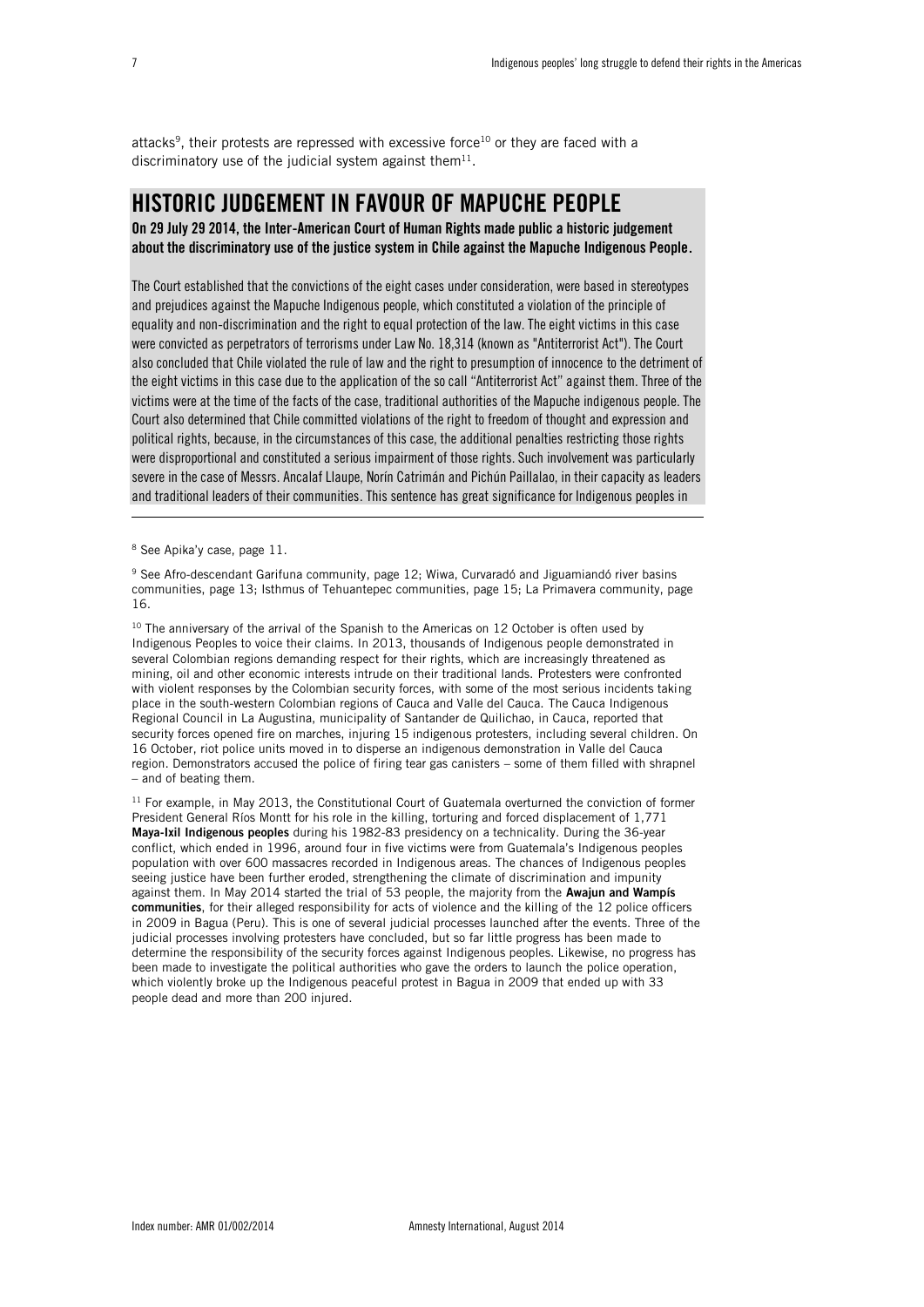attacks[9], their protests are repressed with excessive force[10] or they are faced with a discriminatory use of the judicial system against them[11].

## HISTORIC JUDGEMENT IN FAVOUR OF MAPUCHE PEOPLE

**On 29 July 29 2014, the Inter-American Court of Human Rights made public a historic judgement about the discriminatory use of the justice system in Chile against the Mapuche Indigenous People.**

The Court established that the convictions of the eight cases under consideration, were based in stereotypes and prejudices against the Mapuche Indigenous people, which constituted a violation of the principle of equality and non-discrimination and the right to equal protection of the law. The eight victims in this case were convicted as perpetrators of terrorisms under Law No. 18,314 (known as "Antiterrorist Act"). The Court also concluded that Chile violated the rule of law and the right to presumption of innocence to the detriment of the eight victims in this case due to the application of the so call "Antiterrorist Act" against them. Three of the victims were at the time of the facts of the case, traditional authorities of the Mapuche indigenous people. The Court also determined that Chile committed violations of the right to freedom of thought and expression and political rights, because, in the circumstances of this case, the additional penalties restricting those rights were disproportional and constituted a serious impairment of those rights. Such involvement was particularly severe in the case of Messrs. Ancalaf Llaupe, Norín Catrimán and Pichún Paillalao, in their capacity as leaders and traditional leaders of their communities. This sentence has great significance for Indigenous peoples in

---

[8] See Apika'y case, page 11.

[9] See Afro-descendant Garifuna community, page 12; Wiwa, Curvaradó and Jiguamiandó river basins communities, page 13; Isthmus of Tehuantepec communities, page 15; La Primavera community, page 16.

[10] The anniversary of the arrival of the Spanish to the Americas on 12 October is often used by Indigenous Peoples to voice their claims. In 2013, thousands of Indigenous people demonstrated in several Colombian regions demanding respect for their rights, which are increasingly threatened as mining, oil and other economic interests intrude on their traditional lands. Protesters were confronted with violent responses by the Colombian security forces, with some of the most serious incidents taking place in the south-western Colombian regions of Cauca and Valle del Cauca. The Cauca Indigenous Regional Council in La Augustina, municipality of Santander de Quilichao, in Cauca, reported that security forces opened fire on marches, injuring 15 indigenous protesters, including several children. On 16 October, riot police units moved in to disperse an indigenous demonstration in Valle del Cauca region. Demonstrators accused the police of firing tear gas canisters – some of them filled with shrapnel – and of beating them.

[11] For example, in May 2013, the Constitutional Court of Guatemala overturned the conviction of former President General Ríos Montt for his role in the killing, torturing and forced displacement of 1,771 **Maya-Ixil Indigenous peoples** during his 1982-83 presidency on a technicality. During the 36-year conflict, which ended in 1996, around four in five victims were from Guatemala's Indigenous peoples population with over 600 massacres recorded in Indigenous areas. The chances of Indigenous peoples seeing justice have been further eroded, strengthening the climate of discrimination and impunity against them. In May 2014 started the trial of 53 people, the majority from the **Awajun and Wampís communities**, for their alleged responsibility for acts of violence and the killing of the 12 police officers in 2009 in Bagua (Peru). This is one of several judicial processes launched after the events. Three of the judicial processes involving protesters have concluded, but so far little progress has been made to determine the responsibility of the security forces against Indigenous peoples. Likewise, no progress has been made to investigate the political authorities who gave the orders to launch the police operation, which violently broke up the Indigenous peaceful protest in Bagua in 2009 that ended up with 33 people dead and more than 200 injured.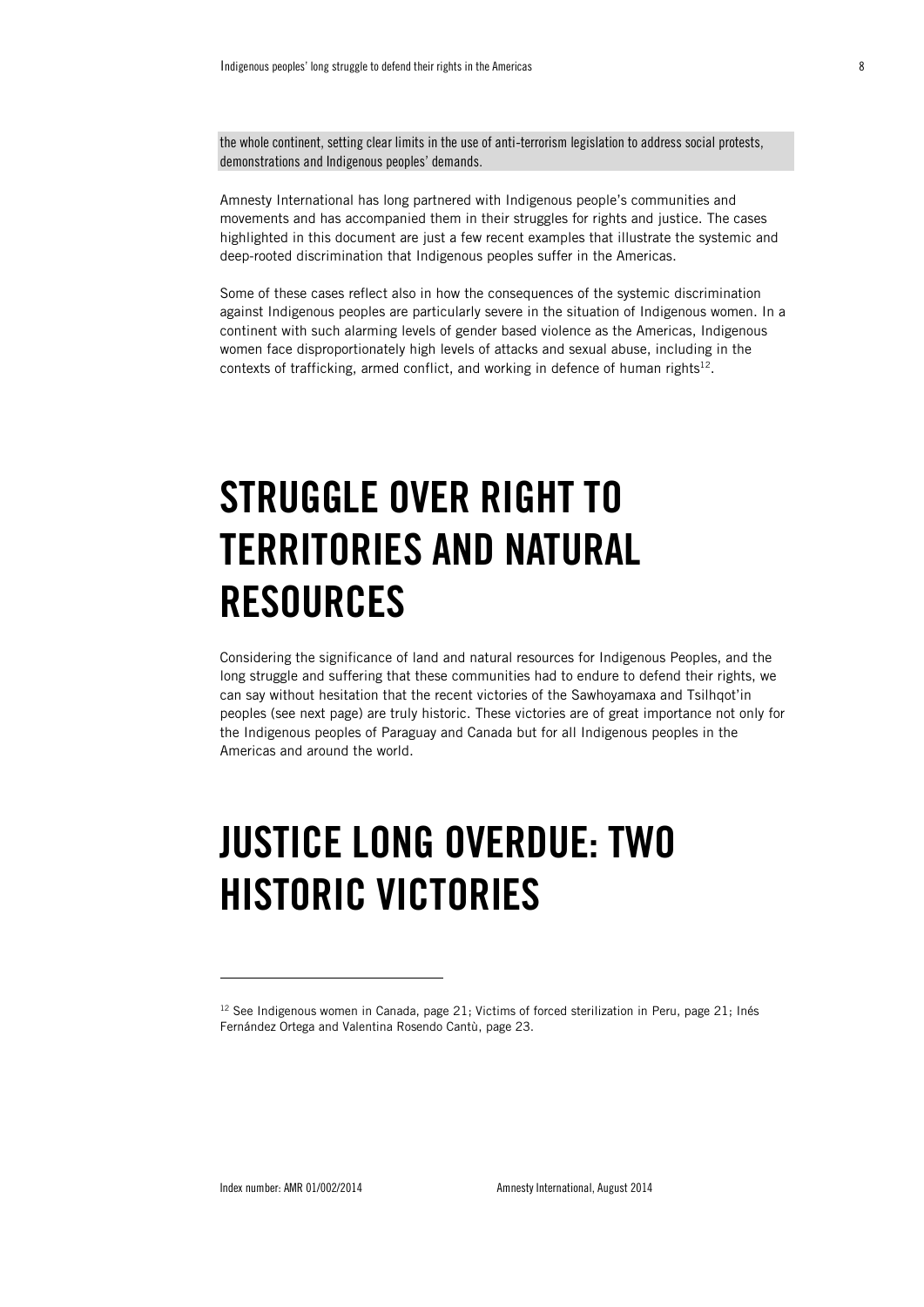the whole continent, setting clear limits in the use of anti-terrorism legislation to address social protests, demonstrations and Indigenous peoples' demands.

Amnesty International has long partnered with Indigenous people's communities and movements and has accompanied them in their struggles for rights and justice. The cases highlighted in this document are just a few recent examples that illustrate the systemic and deep-rooted discrimination that Indigenous peoples suffer in the Americas.

Some of these cases reflect also in how the consequences of the systemic discrimination against Indigenous peoples are particularly severe in the situation of Indigenous women. In a continent with such alarming levels of gender based violence as the Americas, Indigenous women face disproportionately high levels of attacks and sexual abuse, including in the contexts of trafficking, armed conflict, and working in defence of human rights[12].

# STRUGGLE OVER RIGHT TO TERRITORIES AND NATURAL RESOURCES

Considering the significance of land and natural resources for Indigenous Peoples, and the long struggle and suffering that these communities had to endure to defend their rights, we can say without hesitation that the recent victories of the Sawhoyamaxa and Tsilhqot'in peoples (see next page) are truly historic. These victories are of great importance not only for the Indigenous peoples of Paraguay and Canada but for all Indigenous peoples in the Americas and around the world.

# JUSTICE LONG OVERDUE: TWO HISTORIC VICTORIES

[12] See Indigenous women in Canada, page 21; Victims of forced sterilization in Peru, page 21; Inés Fernández Ortega and Valentina Rosendo Cantù, page 23.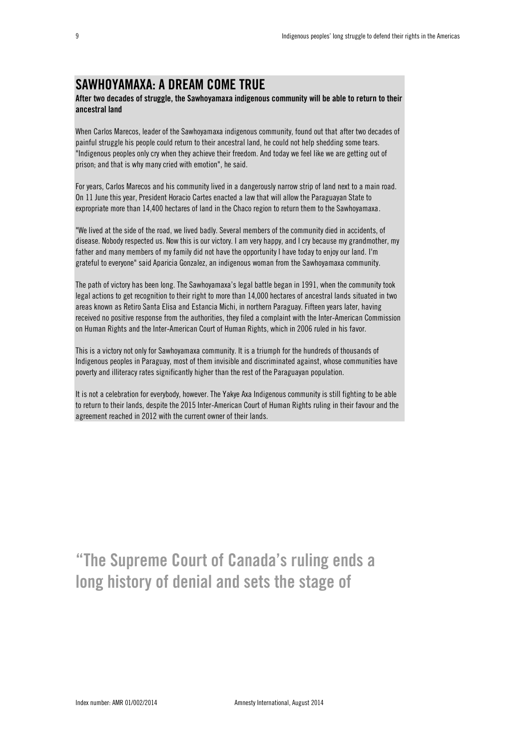## SAWHOYAMAXA: A DREAM COME TRUE

**After two decades of struggle, the Sawhoyamaxa indigenous community will be able to return to their ancestral land**

When Carlos Marecos, leader of the Sawhoyamaxa indigenous community, found out that after two decades of painful struggle his people could return to their ancestral land, he could not help shedding some tears. "Indigenous peoples only cry when they achieve their freedom. And today we feel like we are getting out of prison; and that is why many cried with emotion", he said.

For years, Carlos Marecos and his community lived in a dangerously narrow strip of land next to a main road. On 11 June this year, President Horacio Cartes enacted a law that will allow the Paraguayan State to expropriate more than 14,400 hectares of land in the Chaco region to return them to the Sawhoyamaxa.

"We lived at the side of the road, we lived badly. Several members of the community died in accidents, of disease. Nobody respected us. Now this is our victory. I am very happy, and I cry because my grandmother, my father and many members of my family did not have the opportunity I have today to enjoy our land. I'm grateful to everyone" said Aparicia Gonzalez, an indigenous woman from the Sawhoyamaxa community.

The path of victory has been long. The Sawhoyamaxa's legal battle began in 1991, when the community took legal actions to get recognition to their right to more than 14,000 hectares of ancestral lands situated in two areas known as Retiro Santa Elisa and Estancia Michi, in northern Paraguay. Fifteen years later, having received no positive response from the authorities, they filed a complaint with the Inter-American Commission on Human Rights and the Inter-American Court of Human Rights, which in 2006 ruled in his favor.

This is a victory not only for Sawhoyamaxa community. It is a triumph for the hundreds of thousands of Indigenous peoples in Paraguay, most of them invisible and discriminated against, whose communities have poverty and illiteracy rates significantly higher than the rest of the Paraguayan population.

It is not a celebration for everybody, however. The Yakye Axa Indigenous community is still fighting to be able to return to their lands, despite the 2015 Inter-American Court of Human Rights ruling in their favour and the agreement reached in 2012 with the current owner of their lands.

"The Supreme Court of Canada's ruling ends a long history of denial and sets the stage of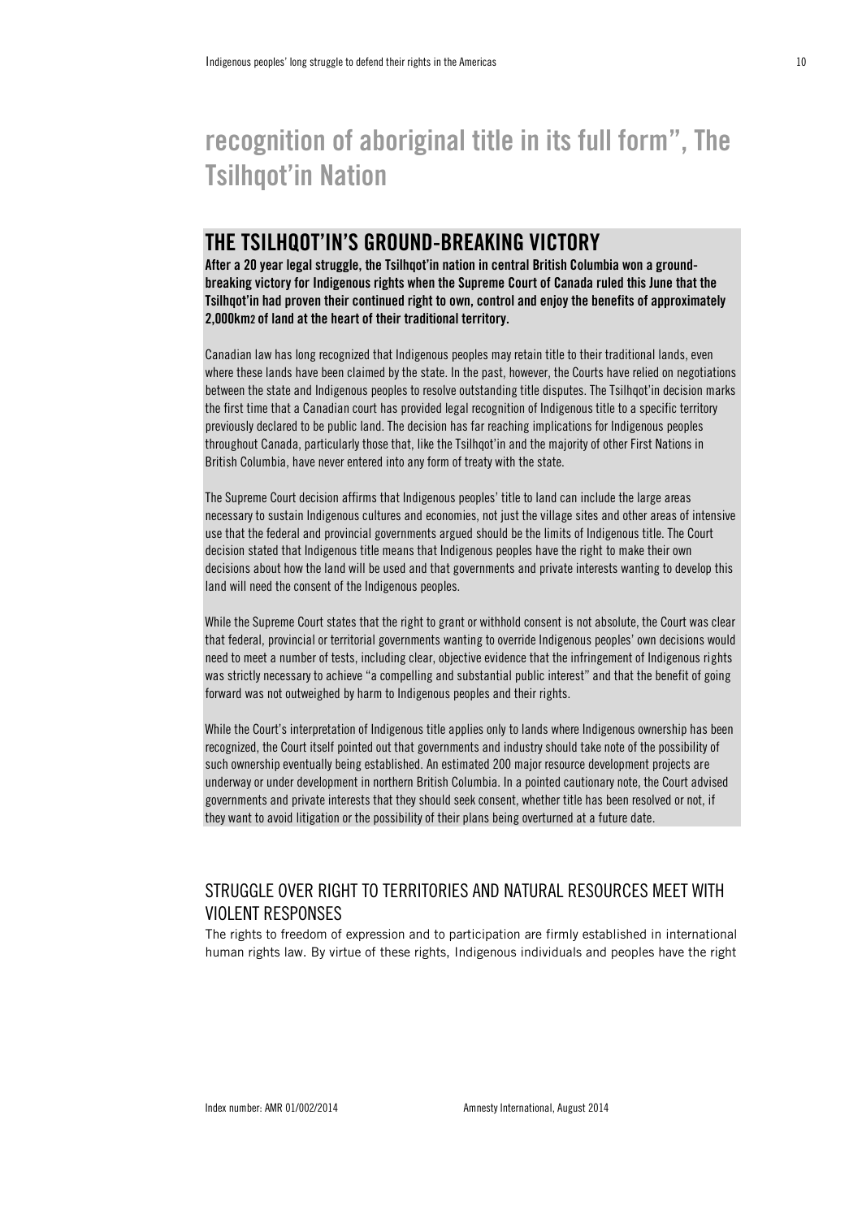# recognition of aboriginal title in its full form", The Tsilhqot'in Nation

## THE TSILHQOT'IN'S GROUND-BREAKING VICTORY

**After a 20 year legal struggle, the Tsilhqot'in nation in central British Columbia won a ground-breaking victory for Indigenous rights when the Supreme Court of Canada ruled this June that the Tsilhqot'in had proven their continued right to own, control and enjoy the benefits of approximately 2,000km$^2$ of land at the heart of their traditional territory.**

Canadian law has long recognized that Indigenous peoples may retain title to their traditional lands, even where these lands have been claimed by the state. In the past, however, the Courts have relied on negotiations between the state and Indigenous peoples to resolve outstanding title disputes. The Tsilhqot'in decision marks the first time that a Canadian court has provided legal recognition of Indigenous title to a specific territory previously declared to be public land. The decision has far reaching implications for Indigenous peoples throughout Canada, particularly those that, like the Tsilhqot'in and the majority of other First Nations in British Columbia, have never entered into any form of treaty with the state.

The Supreme Court decision affirms that Indigenous peoples' title to land can include the large areas necessary to sustain Indigenous cultures and economies, not just the village sites and other areas of intensive use that the federal and provincial governments argued should be the limits of Indigenous title. The Court decision stated that Indigenous title means that Indigenous peoples have the right to make their own decisions about how the land will be used and that governments and private interests wanting to develop this land will need the consent of the Indigenous peoples.

While the Supreme Court states that the right to grant or withhold consent is not absolute, the Court was clear that federal, provincial or territorial governments wanting to override Indigenous peoples' own decisions would need to meet a number of tests, including clear, objective evidence that the infringement of Indigenous rights was strictly necessary to achieve "a compelling and substantial public interest" and that the benefit of going forward was not outweighed by harm to Indigenous peoples and their rights.

While the Court's interpretation of Indigenous title applies only to lands where Indigenous ownership has been recognized, the Court itself pointed out that governments and industry should take note of the possibility of such ownership eventually being established. An estimated 200 major resource development projects are underway or under development in northern British Columbia. In a pointed cautionary note, the Court advised governments and private interests that they should seek consent, whether title has been resolved or not, if they want to avoid litigation or the possibility of their plans being overturned at a future date.

## STRUGGLE OVER RIGHT TO TERRITORIES AND NATURAL RESOURCES MEET WITH VIOLENT RESPONSES

The rights to freedom of expression and to participation are firmly established in international human rights law. By virtue of these rights, Indigenous individuals and peoples have the right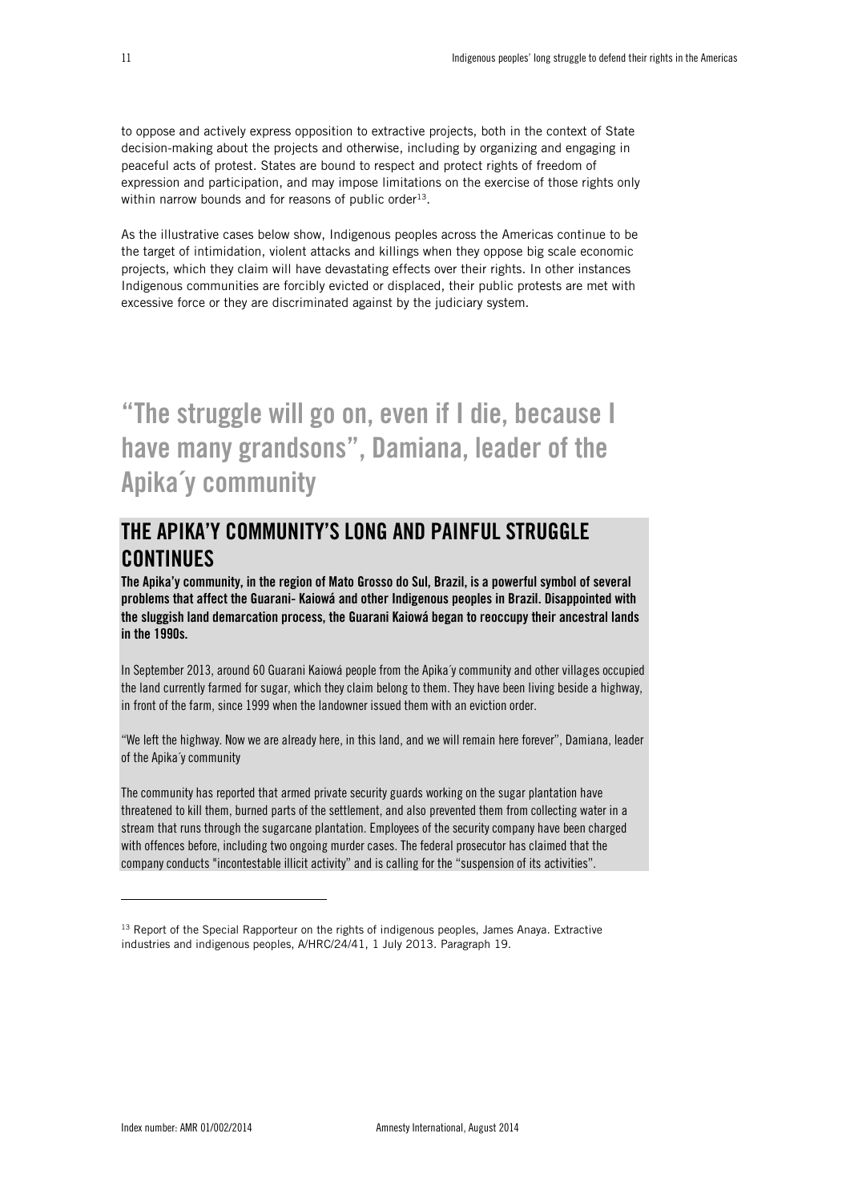to oppose and actively express opposition to extractive projects, both in the context of State decision-making about the projects and otherwise, including by organizing and engaging in peaceful acts of protest. States are bound to respect and protect rights of freedom of expression and participation, and may impose limitations on the exercise of those rights only within narrow bounds and for reasons of public order[13].

As the illustrative cases below show, Indigenous peoples across the Americas continue to be the target of intimidation, violent attacks and killings when they oppose big scale economic projects, which they claim will have devastating effects over their rights. In other instances Indigenous communities are forcibly evicted or displaced, their public protests are met with excessive force or they are discriminated against by the judiciary system.

# "The struggle will go on, even if I die, because I have many grandsons", Damiana, leader of the Apika´y community

## THE APIKA'Y COMMUNITY'S LONG AND PAINFUL STRUGGLE CONTINUES

**The Apika'y community, in the region of Mato Grosso do Sul, Brazil, is a powerful symbol of several problems that affect the Guarani- Kaiowá and other Indigenous peoples in Brazil. Disappointed with the sluggish land demarcation process, the Guarani Kaiowá began to reoccupy their ancestral lands in the 1990s.**

In September 2013, around 60 Guarani Kaiowá people from the Apika´y community and other villages occupied the land currently farmed for sugar, which they claim belong to them. They have been living beside a highway, in front of the farm, since 1999 when the landowner issued them with an eviction order.

"We left the highway. Now we are already here, in this land, and we will remain here forever", Damiana, leader of the Apika´y community

The community has reported that armed private security guards working on the sugar plantation have threatened to kill them, burned parts of the settlement, and also prevented them from collecting water in a stream that runs through the sugarcane plantation. Employees of the security company have been charged with offences before, including two ongoing murder cases. The federal prosecutor has claimed that the company conducts "incontestable illicit activity" and is calling for the "suspension of its activities".

[13] Report of the Special Rapporteur on the rights of indigenous peoples, James Anaya. Extractive industries and indigenous peoples, A/HRC/24/41, 1 July 2013. Paragraph 19.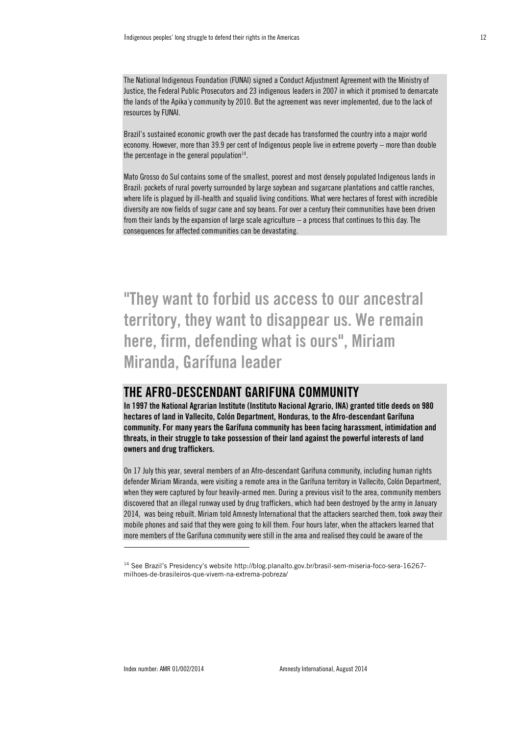The National Indigenous Foundation (FUNAI) signed a Conduct Adjustment Agreement with the Ministry of Justice, the Federal Public Prosecutors and 23 indigenous leaders in 2007 in which it promised to demarcate the lands of the Apika´y community by 2010. But the agreement was never implemented, due to the lack of resources by FUNAI.

Brazil's sustained economic growth over the past decade has transformed the country into a major world economy. However, more than 39.9 per cent of Indigenous people live in extreme poverty – more than double the percentage in the general population[14].

Mato Grosso do Sul contains some of the smallest, poorest and most densely populated Indigenous lands in Brazil: pockets of rural poverty surrounded by large soybean and sugarcane plantations and cattle ranches, where life is plagued by ill-health and squalid living conditions. What were hectares of forest with incredible diversity are now fields of sugar cane and soy beans. For over a century their communities have been driven from their lands by the expansion of large scale agriculture – a process that continues to this day. The consequences for affected communities can be devastating.

## "They want to forbid us access to our ancestral territory, they want to disappear us. We remain here, firm, defending what is ours", Miriam Miranda, Garífuna leader

## THE AFRO-DESCENDANT GARIFUNA COMMUNITY

**In 1997 the National Agrarian Institute (Instituto Nacional Agrario, INA) granted title deeds on 980 hectares of land in Vallecito, Colón Department, Honduras, to the Afro-descendant Garífuna community. For many years the Garífuna community has been facing harassment, intimidation and threats, in their struggle to take possession of their land against the powerful interests of land owners and drug traffickers.**

On 17 July this year, several members of an Afro-descendant Garífuna community, including human rights defender Miriam Miranda, were visiting a remote area in the Garífuna territory in Vallecito, Colón Department, when they were captured by four heavily-armed men. During a previous visit to the area, community members discovered that an illegal runway used by drug traffickers, which had been destroyed by the army in January 2014, was being rebuilt. Miriam told Amnesty International that the attackers searched them, took away their mobile phones and said that they were going to kill them. Four hours later, when the attackers learned that more members of the Garífuna community were still in the area and realised they could be aware of the

[14] See Brazil's Presidency's website http://blog.planalto.gov.br/brasil-sem-miseria-foco-sera-16267-milhoes-de-brasileiros-que-vivem-na-extrema-pobreza/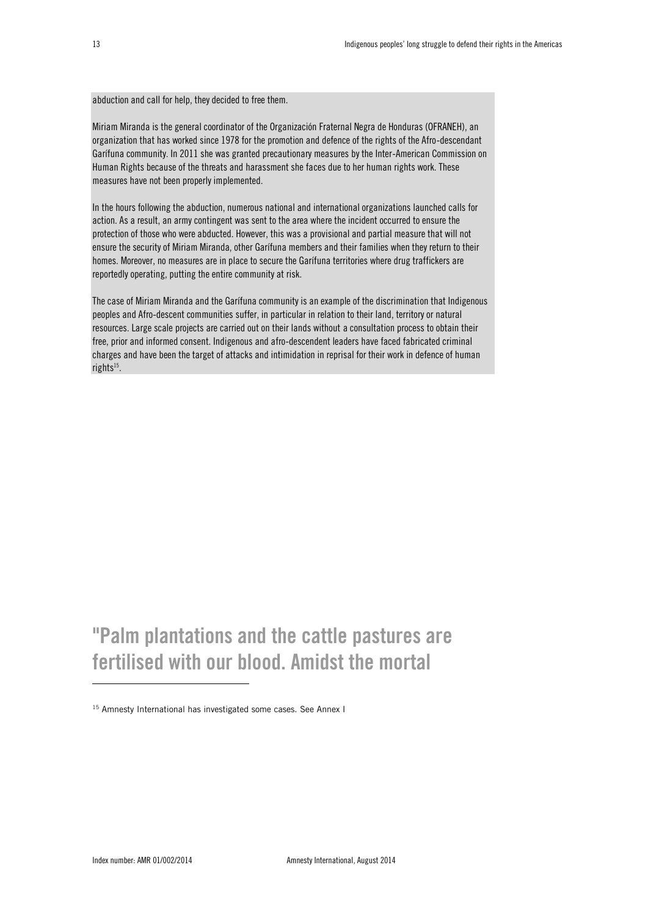abduction and call for help, they decided to free them.

Miriam Miranda is the general coordinator of the Organización Fraternal Negra de Honduras (OFRANEH), an organization that has worked since 1978 for the promotion and defence of the rights of the Afro-descendant Garífuna community. In 2011 she was granted precautionary measures by the Inter-American Commission on Human Rights because of the threats and harassment she faces due to her human rights work. These measures have not been properly implemented.

In the hours following the abduction, numerous national and international organizations launched calls for action. As a result, an army contingent was sent to the area where the incident occurred to ensure the protection of those who were abducted. However, this was a provisional and partial measure that will not ensure the security of Miriam Miranda, other Garífuna members and their families when they return to their homes. Moreover, no measures are in place to secure the Garífuna territories where drug traffickers are reportedly operating, putting the entire community at risk.

The case of Miriam Miranda and the Garífuna community is an example of the discrimination that Indigenous peoples and Afro-descent communities suffer, in particular in relation to their land, territory or natural resources. Large scale projects are carried out on their lands without a consultation process to obtain their free, prior and informed consent. Indigenous and afro-descendent leaders have faced fabricated criminal charges and have been the target of attacks and intimidation in reprisal for their work in defence of human rights[15].

## "Palm plantations and the cattle pastures are fertilised with our blood. Amidst the mortal

[15] Amnesty International has investigated some cases. See Annex I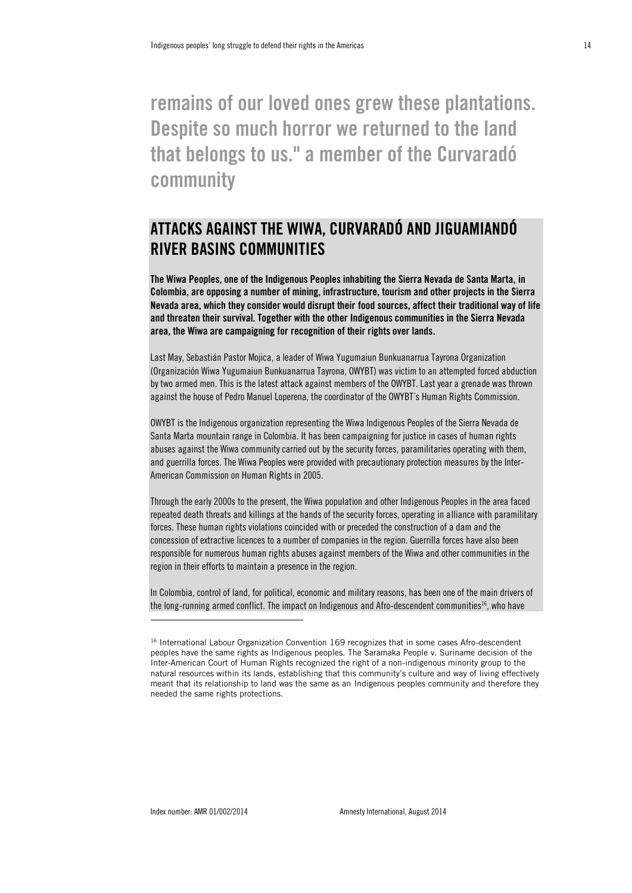**remains of our loved ones grew these plantations. Despite so much horror we returned to the land that belongs to us." a member of the Curvaradó community**

## ATTACKS AGAINST THE WIWA, CURVARADÓ AND JIGUAMIANDÓ RIVER BASINS COMMUNITIES

**The Wiwa Peoples, one of the Indigenous Peoples inhabiting the Sierra Nevada de Santa Marta, in Colombia, are opposing a number of mining, infrastructure, tourism and other projects in the Sierra Nevada area, which they consider would disrupt their food sources, affect their traditional way of life and threaten their survival. Together with the other Indigenous communities in the Sierra Nevada area, the Wiwa are campaigning for recognition of their rights over lands.**

Last May, Sebastián Pastor Mojica, a leader of Wiwa Yugumaiun Bunkuanarrua Tayrona Organization (Organización Wiwa Yugumaiun Bunkuanarrua Tayrona, OWYBT) was victim to an attempted forced abduction by two armed men. This is the latest attack against members of the OWYBT. Last year a grenade was thrown against the house of Pedro Manuel Loperena, the coordinator of the OWYBT´s Human Rights Commission.

OWYBT is the Indigenous organization representing the Wiwa Indigenous Peoples of the Sierra Nevada de Santa Marta mountain range in Colombia. It has been campaigning for justice in cases of human rights abuses against the Wiwa community carried out by the security forces, paramilitaries operating with them, and guerrilla forces. The Wiwa Peoples were provided with precautionary protection measures by the Inter-American Commission on Human Rights in 2005.

Through the early 2000s to the present, the Wiwa population and other Indigenous Peoples in the area faced repeated death threats and killings at the hands of the security forces, operating in alliance with paramilitary forces. These human rights violations coincided with or preceded the construction of a dam and the concession of extractive licences to a number of companies in the region. Guerrilla forces have also been responsible for numerous human rights abuses against members of the Wiwa and other communities in the region in their efforts to maintain a presence in the region.

In Colombia, control of land, for political, economic and military reasons, has been one of the main drivers of the long-running armed conflict. The impact on Indigenous and Afro-descendent communities[16], who have

[16] International Labour Organization Convention 169 recognizes that in some cases Afro-descendent peoples have the same rights as Indigenous peoples. The Saramaka People v. Suriname decision of the Inter-American Court of Human Rights recognized the right of a non-indigenous minority group to the natural resources within its lands, establishing that this community's culture and way of living effectively meant that its relationship to land was the same as an Indigenous peoples community and therefore they needed the same rights protections.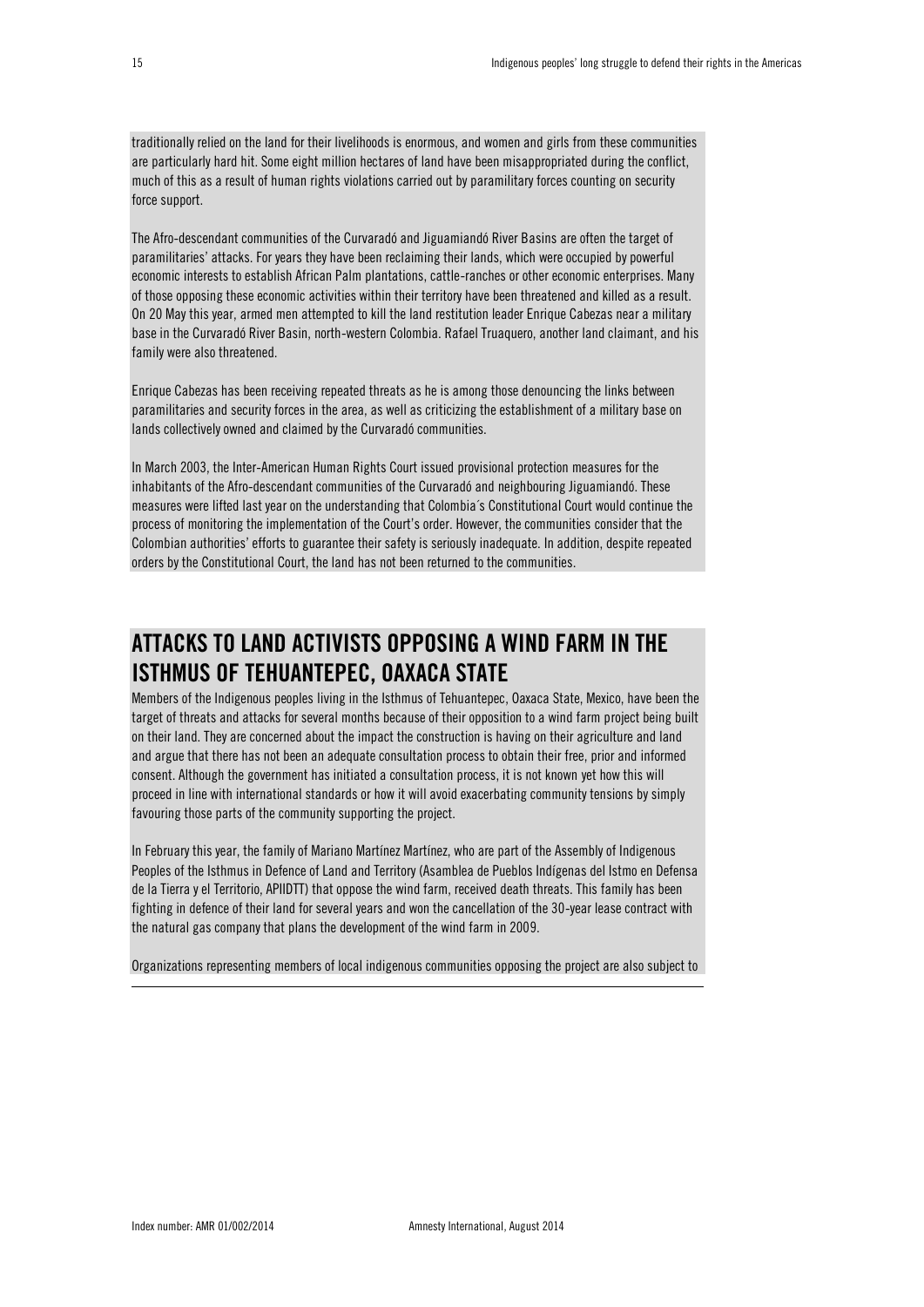traditionally relied on the land for their livelihoods is enormous, and women and girls from these communities are particularly hard hit. Some eight million hectares of land have been misappropriated during the conflict, much of this as a result of human rights violations carried out by paramilitary forces counting on security force support.

The Afro-descendant communities of the Curvaradó and Jiguamiandó River Basins are often the target of paramilitaries' attacks. For years they have been reclaiming their lands, which were occupied by powerful economic interests to establish African Palm plantations, cattle-ranches or other economic enterprises. Many of those opposing these economic activities within their territory have been threatened and killed as a result. On 20 May this year, armed men attempted to kill the land restitution leader Enrique Cabezas near a military base in the Curvaradó River Basin, north-western Colombia. Rafael Truaquero, another land claimant, and his family were also threatened.

Enrique Cabezas has been receiving repeated threats as he is among those denouncing the links between paramilitaries and security forces in the area, as well as criticizing the establishment of a military base on lands collectively owned and claimed by the Curvaradó communities.

In March 2003, the Inter-American Human Rights Court issued provisional protection measures for the inhabitants of the Afro-descendant communities of the Curvaradó and neighbouring Jiguamiandó. These measures were lifted last year on the understanding that Colombia´s Constitutional Court would continue the process of monitoring the implementation of the Court's order. However, the communities consider that the Colombian authorities' efforts to guarantee their safety is seriously inadequate. In addition, despite repeated orders by the Constitutional Court, the land has not been returned to the communities.

## ATTACKS TO LAND ACTIVISTS OPPOSING A WIND FARM IN THE ISTHMUS OF TEHUANTEPEC, OAXACA STATE

Members of the Indigenous peoples living in the Isthmus of Tehuantepec, Oaxaca State, Mexico, have been the target of threats and attacks for several months because of their opposition to a wind farm project being built on their land. They are concerned about the impact the construction is having on their agriculture and land and argue that there has not been an adequate consultation process to obtain their free, prior and informed consent. Although the government has initiated a consultation process, it is not known yet how this will proceed in line with international standards or how it will avoid exacerbating community tensions by simply favouring those parts of the community supporting the project.

In February this year, the family of Mariano Martínez Martínez, who are part of the Assembly of Indigenous Peoples of the Isthmus in Defence of Land and Territory (Asamblea de Pueblos Indígenas del Istmo en Defensa de la Tierra y el Territorio, APIIDTT) that oppose the wind farm, received death threats. This family has been fighting in defence of their land for several years and won the cancellation of the 30-year lease contract with the natural gas company that plans the development of the wind farm in 2009.

Organizations representing members of local indigenous communities opposing the project are also subject to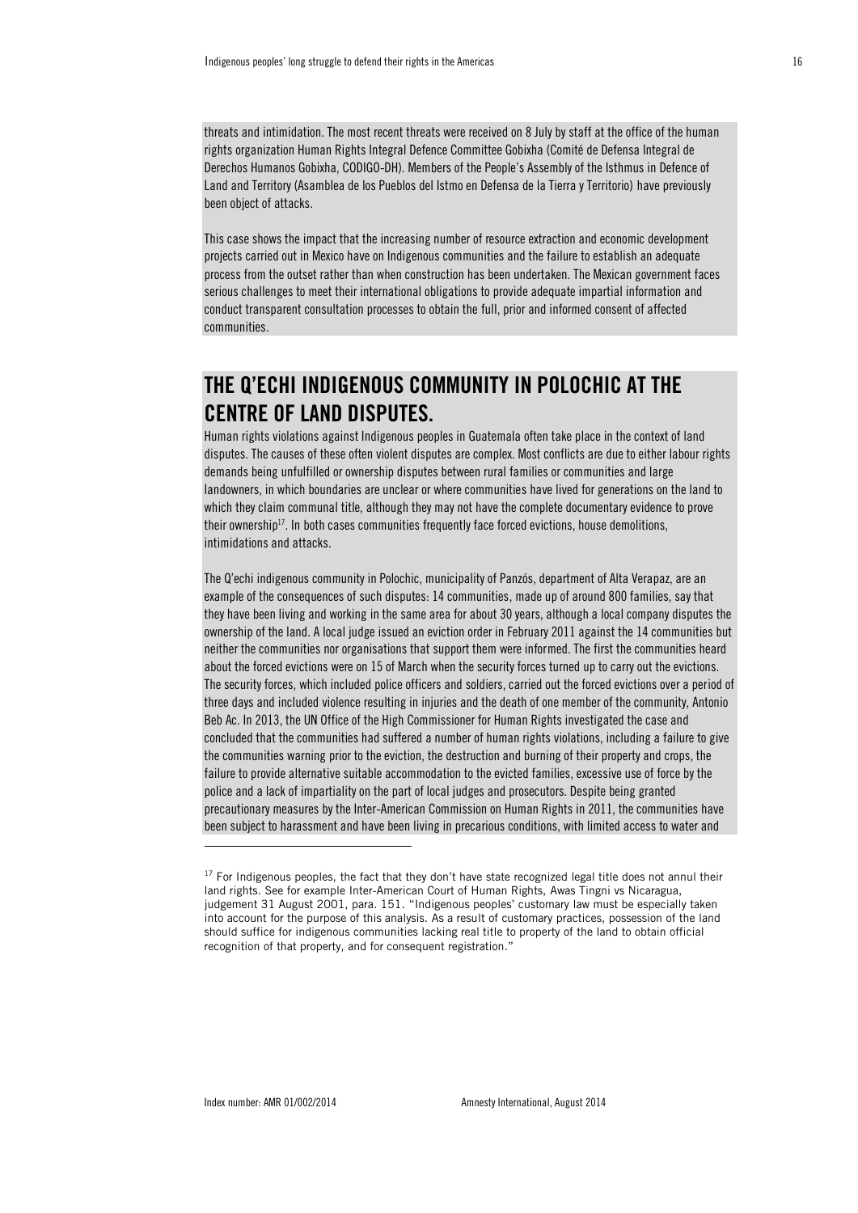threats and intimidation. The most recent threats were received on 8 July by staff at the office of the human rights organization Human Rights Integral Defence Committee Gobixha (Comité de Defensa Integral de Derechos Humanos Gobixha, CODIGO-DH). Members of the People's Assembly of the Isthmus in Defence of Land and Territory (Asamblea de los Pueblos del Istmo en Defensa de la Tierra y Territorio) have previously been object of attacks.

This case shows the impact that the increasing number of resource extraction and economic development projects carried out in Mexico have on Indigenous communities and the failure to establish an adequate process from the outset rather than when construction has been undertaken. The Mexican government faces serious challenges to meet their international obligations to provide adequate impartial information and conduct transparent consultation processes to obtain the full, prior and informed consent of affected communities.

## THE Q'ECHI INDIGENOUS COMMUNITY IN POLOCHIC AT THE CENTRE OF LAND DISPUTES.

Human rights violations against Indigenous peoples in Guatemala often take place in the context of land disputes. The causes of these often violent disputes are complex. Most conflicts are due to either labour rights demands being unfulfilled or ownership disputes between rural families or communities and large landowners, in which boundaries are unclear or where communities have lived for generations on the land to which they claim communal title, although they may not have the complete documentary evidence to prove their ownership[17]. In both cases communities frequently face forced evictions, house demolitions, intimidations and attacks.

The Q'echi indigenous community in Polochic, municipality of Panzós, department of Alta Verapaz, are an example of the consequences of such disputes: 14 communities, made up of around 800 families, say that they have been living and working in the same area for about 30 years, although a local company disputes the ownership of the land. A local judge issued an eviction order in February 2011 against the 14 communities but neither the communities nor organisations that support them were informed. The first the communities heard about the forced evictions were on 15 of March when the security forces turned up to carry out the evictions. The security forces, which included police officers and soldiers, carried out the forced evictions over a period of three days and included violence resulting in injuries and the death of one member of the community, Antonio Beb Ac. In 2013, the UN Office of the High Commissioner for Human Rights investigated the case and concluded that the communities had suffered a number of human rights violations, including a failure to give the communities warning prior to the eviction, the destruction and burning of their property and crops, the failure to provide alternative suitable accommodation to the evicted families, excessive use of force by the police and a lack of impartiality on the part of local judges and prosecutors. Despite being granted precautionary measures by the Inter-American Commission on Human Rights in 2011, the communities have been subject to harassment and have been living in precarious conditions, with limited access to water and

---

[17] For Indigenous peoples, the fact that they don't have state recognized legal title does not annul their land rights. See for example Inter-American Court of Human Rights, Awas Tingni vs Nicaragua, judgement 31 August 2001, para. 151. "Indigenous peoples' customary law must be especially taken into account for the purpose of this analysis. As a result of customary practices, possession of the land should suffice for indigenous communities lacking real title to property of the land to obtain official recognition of that property, and for consequent registration."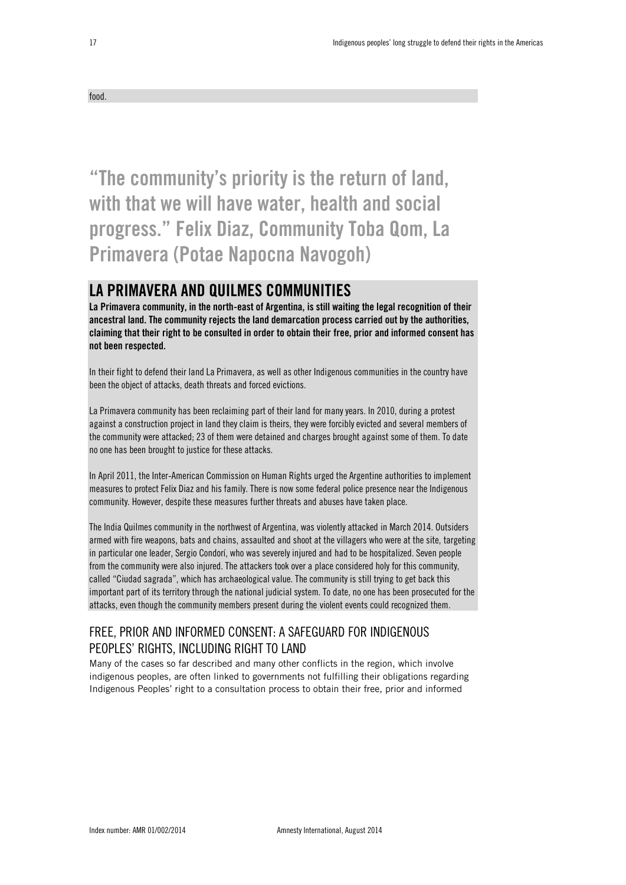food.

## “The community’s priority is the return of land, with that we will have water, health and social progress.” Felix Diaz, Community Toba Qom, La Primavera (Potae Napocna Navogoh)

## LA PRIMAVERA AND QUILMES COMMUNITIES

**La Primavera community, in the north-east of Argentina, is still waiting the legal recognition of their ancestral land. The community rejects the land demarcation process carried out by the authorities, claiming that their right to be consulted in order to obtain their free, prior and informed consent has not been respected.**

In their fight to defend their land La Primavera, as well as other Indigenous communities in the country have been the object of attacks, death threats and forced evictions.

La Primavera community has been reclaiming part of their land for many years. In 2010, during a protest against a construction project in land they claim is theirs, they were forcibly evicted and several members of the community were attacked; 23 of them were detained and charges brought against some of them. To date no one has been brought to justice for these attacks.

In April 2011, the Inter-American Commission on Human Rights urged the Argentine authorities to implement measures to protect Felix Diaz and his family. There is now some federal police presence near the Indigenous community. However, despite these measures further threats and abuses have taken place.

The India Quilmes community in the northwest of Argentina, was violently attacked in March 2014. Outsiders armed with fire weapons, bats and chains, assaulted and shoot at the villagers who were at the site, targeting in particular one leader, Sergio Condorí, who was severely injured and had to be hospitalized. Seven people from the community were also injured. The attackers took over a place considered holy for this community, called “Ciudad sagrada”, which has archaeological value. The community is still trying to get back this important part of its territory through the national judicial system. To date, no one has been prosecuted for the attacks, even though the community members present during the violent events could recognized them.

### FREE, PRIOR AND INFORMED CONSENT: A SAFEGUARD FOR INDIGENOUS PEOPLES’ RIGHTS, INCLUDING RIGHT TO LAND

Many of the cases so far described and many other conflicts in the region, which involve indigenous peoples, are often linked to governments not fulfilling their obligations regarding Indigenous Peoples’ right to a consultation process to obtain their free, prior and informed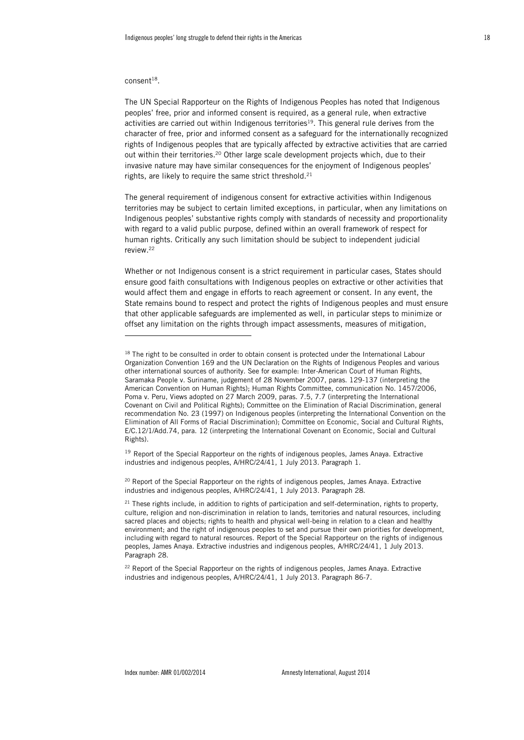consent[18].

The UN Special Rapporteur on the Rights of Indigenous Peoples has noted that Indigenous peoples' free, prior and informed consent is required, as a general rule, when extractive activities are carried out within Indigenous territories[19]. This general rule derives from the character of free, prior and informed consent as a safeguard for the internationally recognized rights of Indigenous peoples that are typically affected by extractive activities that are carried out within their territories.[20] Other large scale development projects which, due to their invasive nature may have similar consequences for the enjoyment of Indigenous peoples' rights, are likely to require the same strict threshold.[21]

The general requirement of indigenous consent for extractive activities within Indigenous territories may be subject to certain limited exceptions, in particular, when any limitations on Indigenous peoples' substantive rights comply with standards of necessity and proportionality with regard to a valid public purpose, defined within an overall framework of respect for human rights. Critically any such limitation should be subject to independent judicial review.[22]

Whether or not Indigenous consent is a strict requirement in particular cases, States should ensure good faith consultations with Indigenous peoples on extractive or other activities that would affect them and engage in efforts to reach agreement or consent. In any event, the State remains bound to respect and protect the rights of Indigenous peoples and must ensure that other applicable safeguards are implemented as well, in particular steps to minimize or offset any limitation on the rights through impact assessments, measures of mitigation,

---

[18] The right to be consulted in order to obtain consent is protected under the International Labour Organization Convention 169 and the UN Declaration on the Rights of Indigenous Peoples and various other international sources of authority. See for example: Inter-American Court of Human Rights, Saramaka People v. Suriname, judgement of 28 November 2007, paras. 129-137 (interpreting the American Convention on Human Rights); Human Rights Committee, communication No. 1457/2006, Poma v. Peru, Views adopted on 27 March 2009, paras. 7.5, 7.7 (interpreting the International Covenant on Civil and Political Rights); Committee on the Elimination of Racial Discrimination, general recommendation No. 23 (1997) on Indigenous peoples (interpreting the International Convention on the Elimination of All Forms of Racial Discrimination); Committee on Economic, Social and Cultural Rights, E/C.12/1/Add.74, para. 12 (interpreting the International Covenant on Economic, Social and Cultural Rights).

[19] Report of the Special Rapporteur on the rights of indigenous peoples, James Anaya. Extractive industries and indigenous peoples, A/HRC/24/41, 1 July 2013. Paragraph 1.

[20] Report of the Special Rapporteur on the rights of indigenous peoples, James Anaya. Extractive industries and indigenous peoples, A/HRC/24/41, 1 July 2013. Paragraph 28.

[21] These rights include, in addition to rights of participation and self-determination, rights to property, culture, religion and non-discrimination in relation to lands, territories and natural resources, including sacred places and objects; rights to health and physical well-being in relation to a clean and healthy environment; and the right of indigenous peoples to set and pursue their own priorities for development, including with regard to natural resources. Report of the Special Rapporteur on the rights of indigenous peoples, James Anaya. Extractive industries and indigenous peoples, A/HRC/24/41, 1 July 2013. Paragraph 28.

[22] Report of the Special Rapporteur on the rights of indigenous peoples, James Anaya. Extractive industries and indigenous peoples, A/HRC/24/41, 1 July 2013. Paragraph 86-7.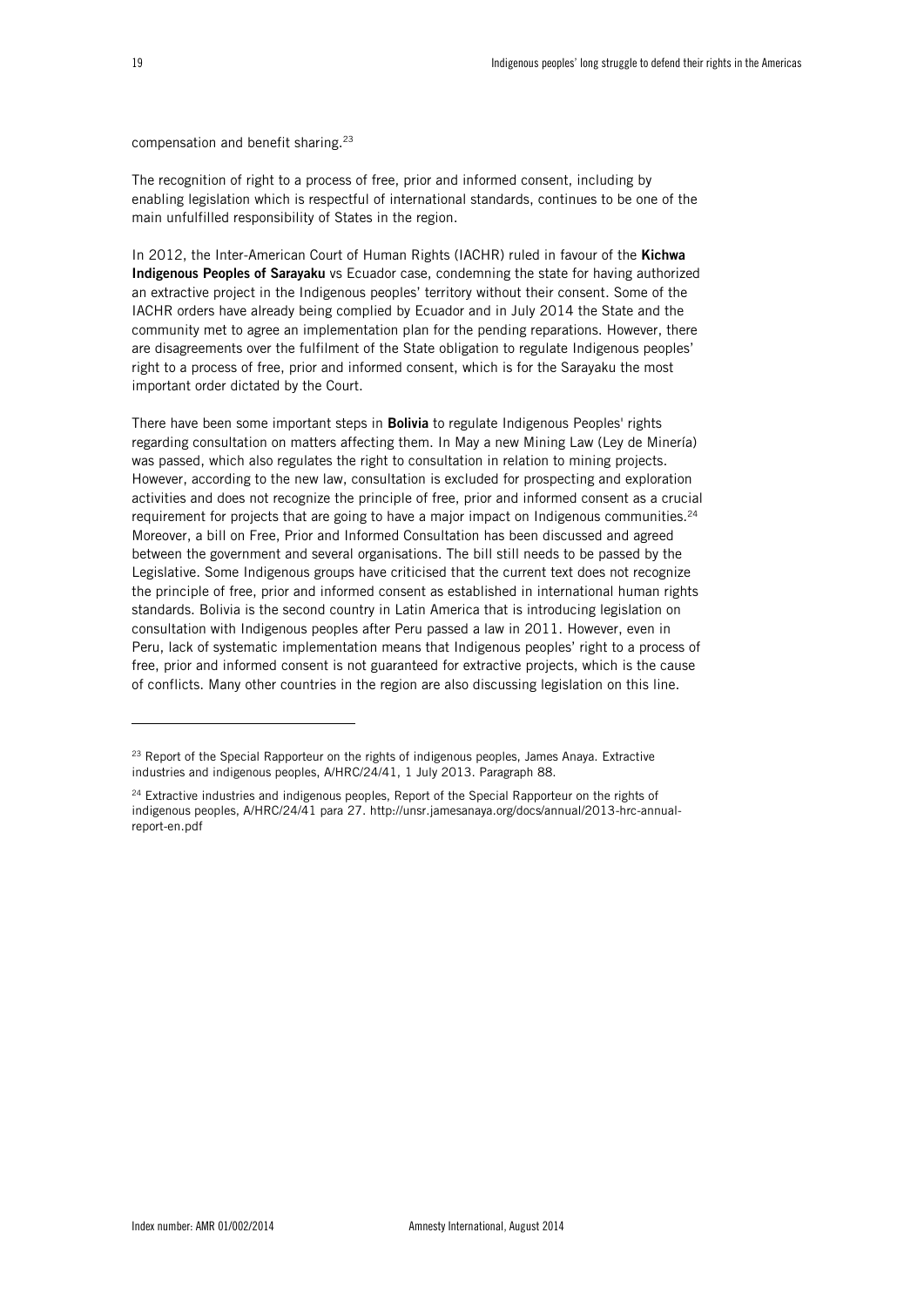compensation and benefit sharing.[23]

The recognition of right to a process of free, prior and informed consent, including by enabling legislation which is respectful of international standards, continues to be one of the main unfulfilled responsibility of States in the region.

In 2012, the Inter-American Court of Human Rights (IACHR) ruled in favour of the **Kichwa Indigenous Peoples of Sarayaku** vs Ecuador case, condemning the state for having authorized an extractive project in the Indigenous peoples' territory without their consent. Some of the IACHR orders have already being complied by Ecuador and in July 2014 the State and the community met to agree an implementation plan for the pending reparations. However, there are disagreements over the fulfilment of the State obligation to regulate Indigenous peoples' right to a process of free, prior and informed consent, which is for the Sarayaku the most important order dictated by the Court.

There have been some important steps in **Bolivia** to regulate Indigenous Peoples' rights regarding consultation on matters affecting them. In May a new Mining Law (Ley de Minería) was passed, which also regulates the right to consultation in relation to mining projects. However, according to the new law, consultation is excluded for prospecting and exploration activities and does not recognize the principle of free, prior and informed consent as a crucial requirement for projects that are going to have a major impact on Indigenous communities.[24] Moreover, a bill on Free, Prior and Informed Consultation has been discussed and agreed between the government and several organisations. The bill still needs to be passed by the Legislative. Some Indigenous groups have criticised that the current text does not recognize the principle of free, prior and informed consent as established in international human rights standards. Bolivia is the second country in Latin America that is introducing legislation on consultation with Indigenous peoples after Peru passed a law in 2011. However, even in Peru, lack of systematic implementation means that Indigenous peoples' right to a process of free, prior and informed consent is not guaranteed for extractive projects, which is the cause of conflicts. Many other countries in the region are also discussing legislation on this line.

---

[23] Report of the Special Rapporteur on the rights of indigenous peoples, James Anaya. Extractive industries and indigenous peoples, A/HRC/24/41, 1 July 2013. Paragraph 88.

[24] Extractive industries and indigenous peoples, Report of the Special Rapporteur on the rights of indigenous peoples, A/HRC/24/41 para 27. http://unsr.jamesanaya.org/docs/annual/2013-hrc-annual-report-en.pdf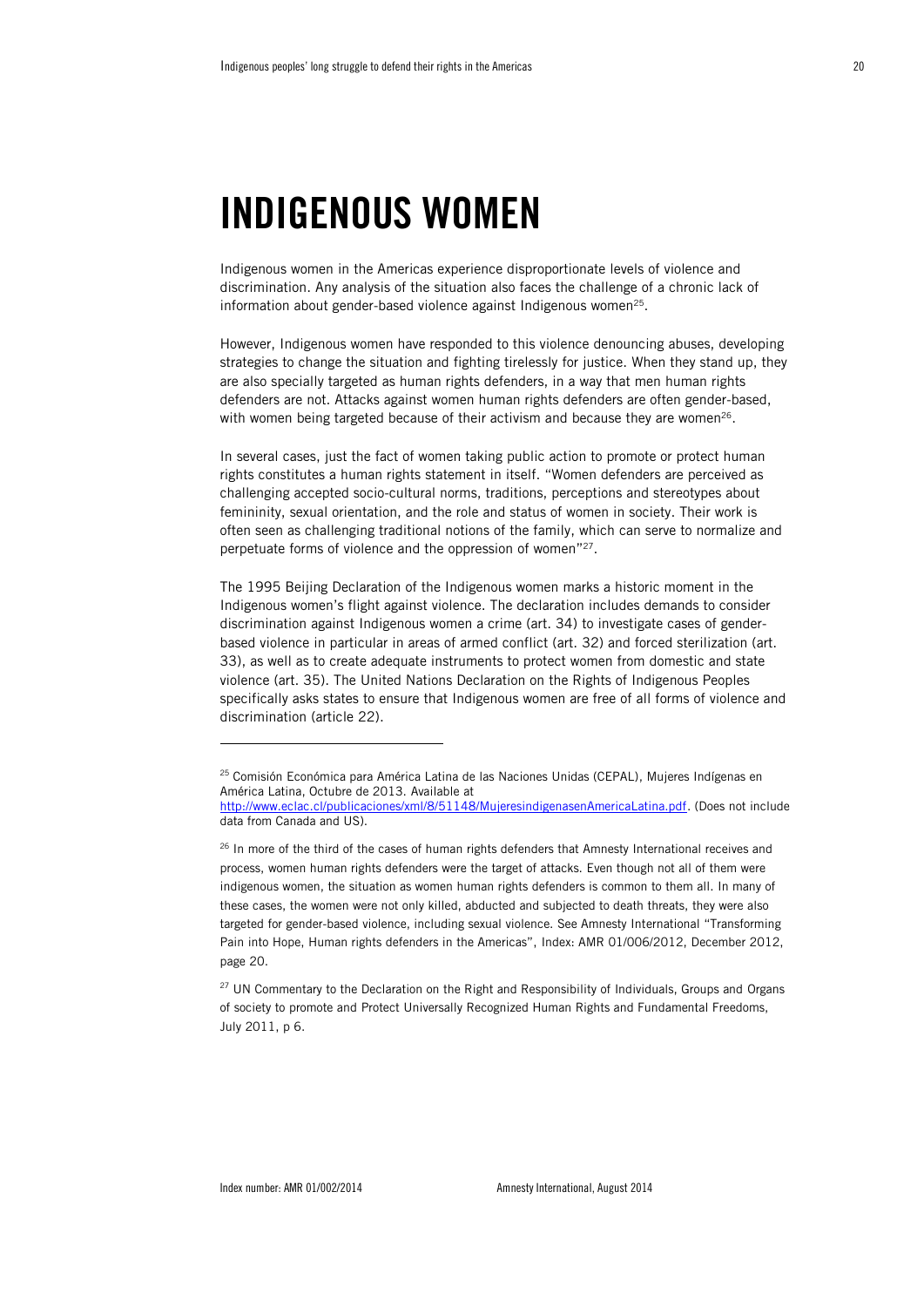# INDIGENOUS WOMEN

Indigenous women in the Americas experience disproportionate levels of violence and discrimination. Any analysis of the situation also faces the challenge of a chronic lack of information about gender-based violence against Indigenous women[25].

However, Indigenous women have responded to this violence denouncing abuses, developing strategies to change the situation and fighting tirelessly for justice. When they stand up, they are also specially targeted as human rights defenders, in a way that men human rights defenders are not. Attacks against women human rights defenders are often gender-based, with women being targeted because of their activism and because they are women[26].

In several cases, just the fact of women taking public action to promote or protect human rights constitutes a human rights statement in itself. "Women defenders are perceived as challenging accepted socio-cultural norms, traditions, perceptions and stereotypes about femininity, sexual orientation, and the role and status of women in society. Their work is often seen as challenging traditional notions of the family, which can serve to normalize and perpetuate forms of violence and the oppression of women"[27].

The 1995 Beijing Declaration of the Indigenous women marks a historic moment in the Indigenous women's flight against violence. The declaration includes demands to consider discrimination against Indigenous women a crime (art. 34) to investigate cases of gender-based violence in particular in areas of armed conflict (art. 32) and forced sterilization (art. 33), as well as to create adequate instruments to protect women from domestic and state violence (art. 35). The United Nations Declaration on the Rights of Indigenous Peoples specifically asks states to ensure that Indigenous women are free of all forms of violence and discrimination (article 22).

---

[25] Comisión Económica para América Latina de las Naciones Unidas (CEPAL), Mujeres Indígenas en América Latina, Octubre de 2013. Available at http://www.eclac.cl/publicaciones/xml/8/51148/MujeresindigenasenAmericaLatina.pdf. (Does not include data from Canada and US).

[26] In more of the third of the cases of human rights defenders that Amnesty International receives and process, women human rights defenders were the target of attacks. Even though not all of them were indigenous women, the situation as women human rights defenders is common to them all. In many of these cases, the women were not only killed, abducted and subjected to death threats, they were also targeted for gender-based violence, including sexual violence. See Amnesty International "Transforming Pain into Hope, Human rights defenders in the Americas", Index: AMR 01/006/2012, December 2012, page 20.

[27] UN Commentary to the Declaration on the Right and Responsibility of Individuals, Groups and Organs of society to promote and Protect Universally Recognized Human Rights and Fundamental Freedoms, July 2011, p 6.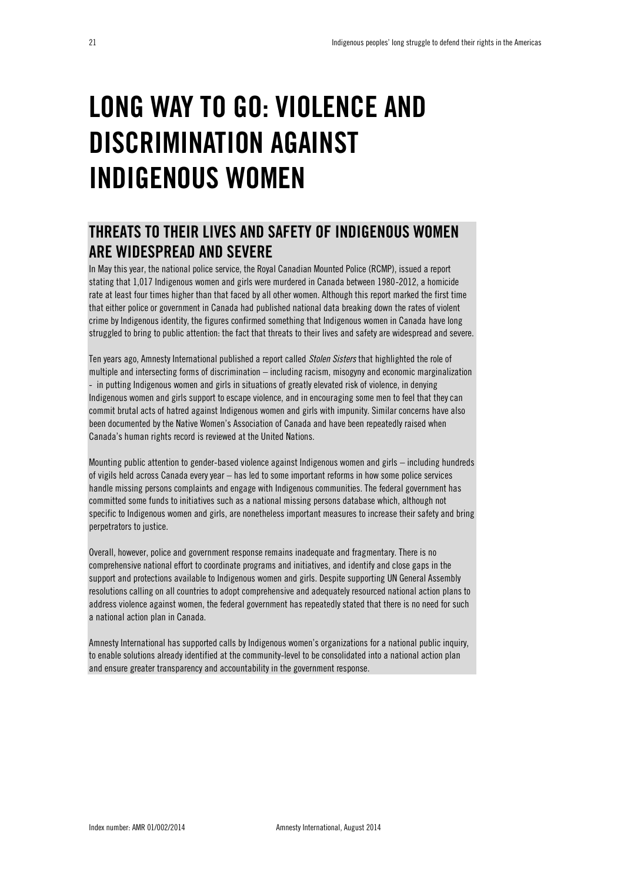# LONG WAY TO GO: VIOLENCE AND DISCRIMINATION AGAINST INDIGENOUS WOMEN

## THREATS TO THEIR LIVES AND SAFETY OF INDIGENOUS WOMEN ARE WIDESPREAD AND SEVERE

In May this year, the national police service, the Royal Canadian Mounted Police (RCMP), issued a report stating that 1,017 Indigenous women and girls were murdered in Canada between 1980-2012, a homicide rate at least four times higher than that faced by all other women. Although this report marked the first time that either police or government in Canada had published national data breaking down the rates of violent crime by Indigenous identity, the figures confirmed something that Indigenous women in Canada have long struggled to bring to public attention: the fact that threats to their lives and safety are widespread and severe.

Ten years ago, Amnesty International published a report called *Stolen Sisters* that highlighted the role of multiple and intersecting forms of discrimination – including racism, misogyny and economic marginalization - in putting Indigenous women and girls in situations of greatly elevated risk of violence, in denying Indigenous women and girls support to escape violence, and in encouraging some men to feel that they can commit brutal acts of hatred against Indigenous women and girls with impunity. Similar concerns have also been documented by the Native Women's Association of Canada and have been repeatedly raised when Canada's human rights record is reviewed at the United Nations.

Mounting public attention to gender-based violence against Indigenous women and girls – including hundreds of vigils held across Canada every year – has led to some important reforms in how some police services handle missing persons complaints and engage with Indigenous communities. The federal government has committed some funds to initiatives such as a national missing persons database which, although not specific to Indigenous women and girls, are nonetheless important measures to increase their safety and bring perpetrators to justice.

Overall, however, police and government response remains inadequate and fragmentary. There is no comprehensive national effort to coordinate programs and initiatives, and identify and close gaps in the support and protections available to Indigenous women and girls. Despite supporting UN General Assembly resolutions calling on all countries to adopt comprehensive and adequately resourced national action plans to address violence against women, the federal government has repeatedly stated that there is no need for such a national action plan in Canada.

Amnesty International has supported calls by Indigenous women's organizations for a national public inquiry, to enable solutions already identified at the community-level to be consolidated into a national action plan and ensure greater transparency and accountability in the government response.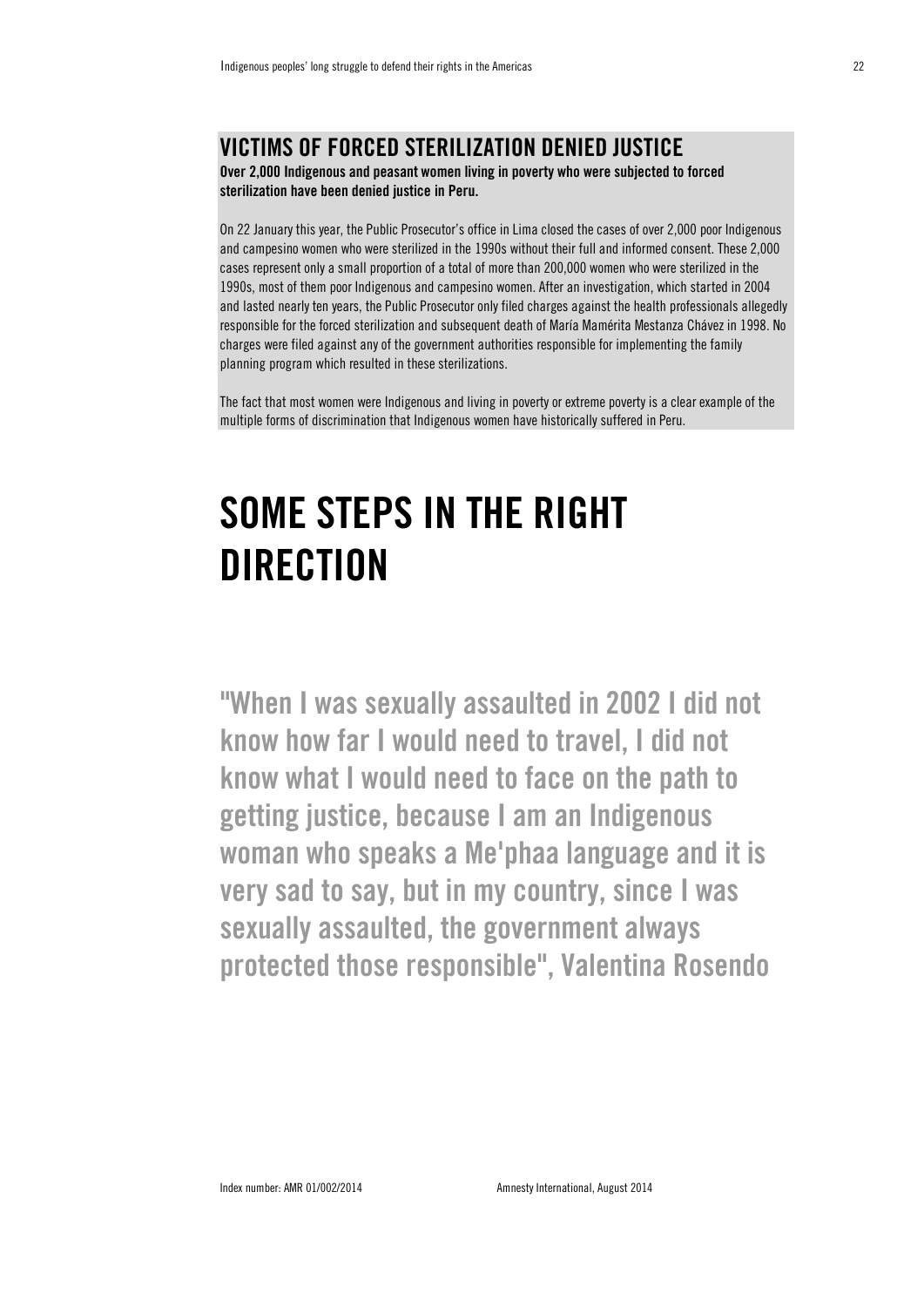## VICTIMS OF FORCED STERILIZATION DENIED JUSTICE

**Over 2,000 Indigenous and peasant women living in poverty who were subjected to forced sterilization have been denied justice in Peru.**

On 22 January this year, the Public Prosecutor's office in Lima closed the cases of over 2,000 poor Indigenous and campesino women who were sterilized in the 1990s without their full and informed consent. These 2,000 cases represent only a small proportion of a total of more than 200,000 women who were sterilized in the 1990s, most of them poor Indigenous and campesino women. After an investigation, which started in 2004 and lasted nearly ten years, the Public Prosecutor only filed charges against the health professionals allegedly responsible for the forced sterilization and subsequent death of María Mamérita Mestanza Chávez in 1998. No charges were filed against any of the government authorities responsible for implementing the family planning program which resulted in these sterilizations.

The fact that most women were Indigenous and living in poverty or extreme poverty is a clear example of the multiple forms of discrimination that Indigenous women have historically suffered in Peru.

# SOME STEPS IN THE RIGHT DIRECTION

**"When I was sexually assaulted in 2002 I did not know how far I would need to travel, I did not know what I would need to face on the path to getting justice, because I am an Indigenous woman who speaks a Me'phaa language and it is very sad to say, but in my country, since I was sexually assaulted, the government always protected those responsible", Valentina Rosendo**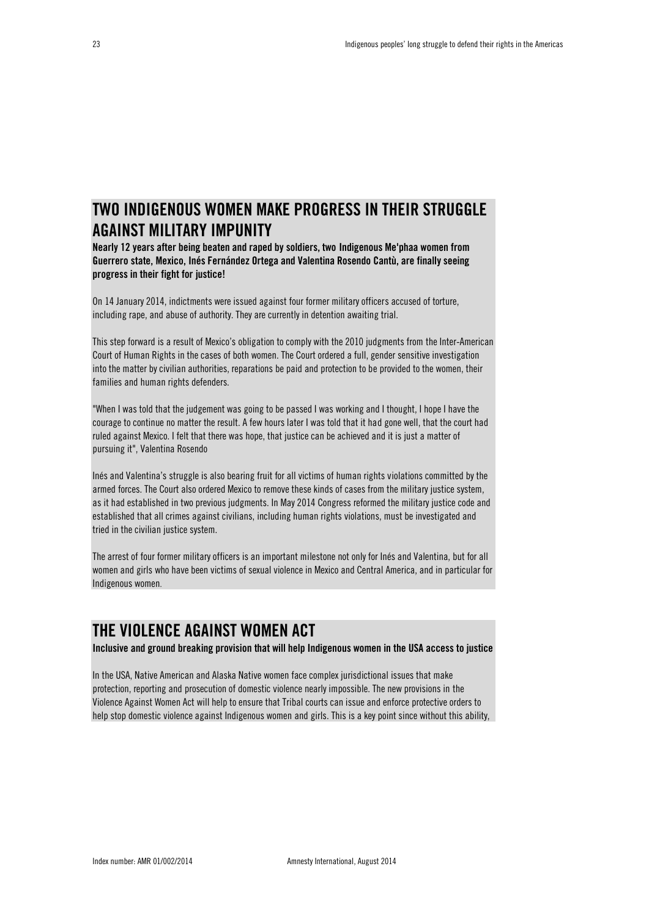## TWO INDIGENOUS WOMEN MAKE PROGRESS IN THEIR STRUGGLE AGAINST MILITARY IMPUNITY

**Nearly 12 years after being beaten and raped by soldiers, two Indigenous Me'phaa women from Guerrero state, Mexico, Inés Fernández Ortega and Valentina Rosendo Cantù, are finally seeing progress in their fight for justice!**

On 14 January 2014, indictments were issued against four former military officers accused of torture, including rape, and abuse of authority. They are currently in detention awaiting trial.

This step forward is a result of Mexico's obligation to comply with the 2010 judgments from the Inter-American Court of Human Rights in the cases of both women. The Court ordered a full, gender sensitive investigation into the matter by civilian authorities, reparations be paid and protection to be provided to the women, their families and human rights defenders.

"When I was told that the judgement was going to be passed I was working and I thought, I hope I have the courage to continue no matter the result. A few hours later I was told that it had gone well, that the court had ruled against Mexico. I felt that there was hope, that justice can be achieved and it is just a matter of pursuing it", Valentina Rosendo

Inés and Valentina's struggle is also bearing fruit for all victims of human rights violations committed by the armed forces. The Court also ordered Mexico to remove these kinds of cases from the military justice system, as it had established in two previous judgments. In May 2014 Congress reformed the military justice code and established that all crimes against civilians, including human rights violations, must be investigated and tried in the civilian justice system.

The arrest of four former military officers is an important milestone not only for Inés and Valentina, but for all women and girls who have been victims of sexual violence in Mexico and Central America, and in particular for Indigenous women.

## THE VIOLENCE AGAINST WOMEN ACT

**Inclusive and ground breaking provision that will help Indigenous women in the USA access to justice**

In the USA, Native American and Alaska Native women face complex jurisdictional issues that make protection, reporting and prosecution of domestic violence nearly impossible. The new provisions in the Violence Against Women Act will help to ensure that Tribal courts can issue and enforce protective orders to help stop domestic violence against Indigenous women and girls. This is a key point since without this ability,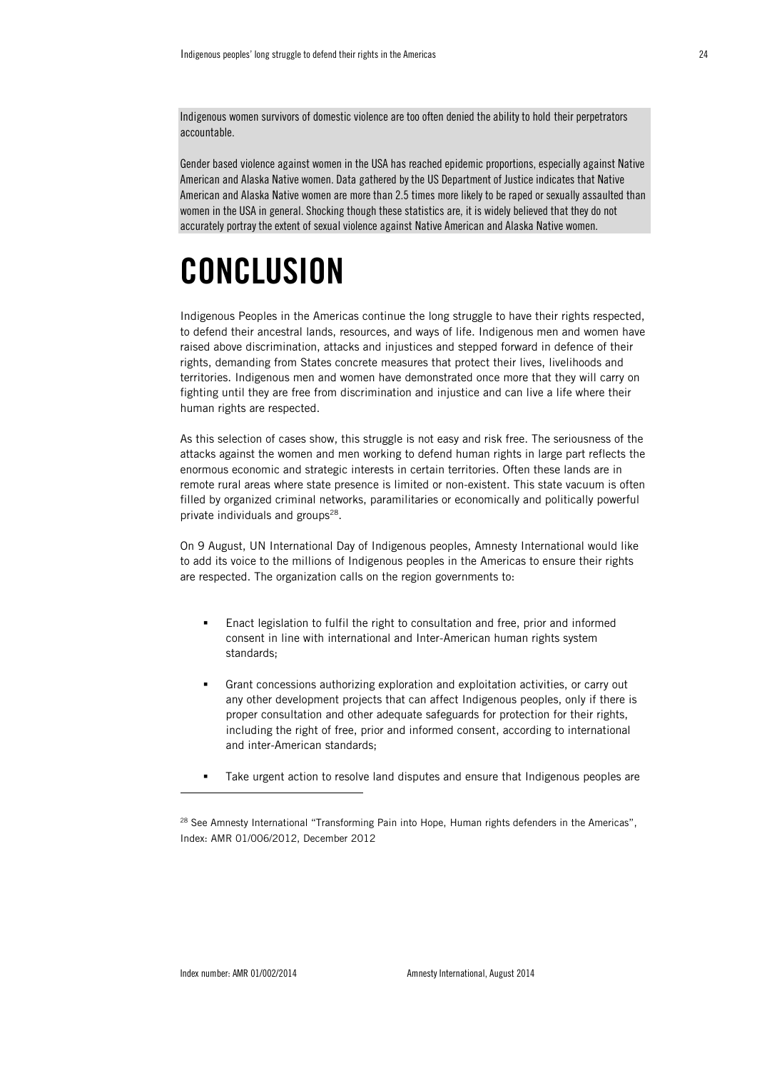Indigenous women survivors of domestic violence are too often denied the ability to hold their perpetrators accountable.

Gender based violence against women in the USA has reached epidemic proportions, especially against Native American and Alaska Native women. Data gathered by the US Department of Justice indicates that Native American and Alaska Native women are more than 2.5 times more likely to be raped or sexually assaulted than women in the USA in general. Shocking though these statistics are, it is widely believed that they do not accurately portray the extent of sexual violence against Native American and Alaska Native women.

# CONCLUSION

Indigenous Peoples in the Americas continue the long struggle to have their rights respected, to defend their ancestral lands, resources, and ways of life. Indigenous men and women have raised above discrimination, attacks and injustices and stepped forward in defence of their rights, demanding from States concrete measures that protect their lives, livelihoods and territories. Indigenous men and women have demonstrated once more that they will carry on fighting until they are free from discrimination and injustice and can live a life where their human rights are respected.

As this selection of cases show, this struggle is not easy and risk free. The seriousness of the attacks against the women and men working to defend human rights in large part reflects the enormous economic and strategic interests in certain territories. Often these lands are in remote rural areas where state presence is limited or non-existent. This state vacuum is often filled by organized criminal networks, paramilitaries or economically and politically powerful private individuals and groups[28].

On 9 August, UN International Day of Indigenous peoples, Amnesty International would like to add its voice to the millions of Indigenous peoples in the Americas to ensure their rights are respected. The organization calls on the region governments to:

- Enact legislation to fulfil the right to consultation and free, prior and informed consent in line with international and Inter-American human rights system standards;
- Grant concessions authorizing exploration and exploitation activities, or carry out any other development projects that can affect Indigenous peoples, only if there is proper consultation and other adequate safeguards for protection for their rights, including the right of free, prior and informed consent, according to international and inter-American standards;
- Take urgent action to resolve land disputes and ensure that Indigenous peoples are

[28] See Amnesty International "Transforming Pain into Hope, Human rights defenders in the Americas", Index: AMR 01/006/2012, December 2012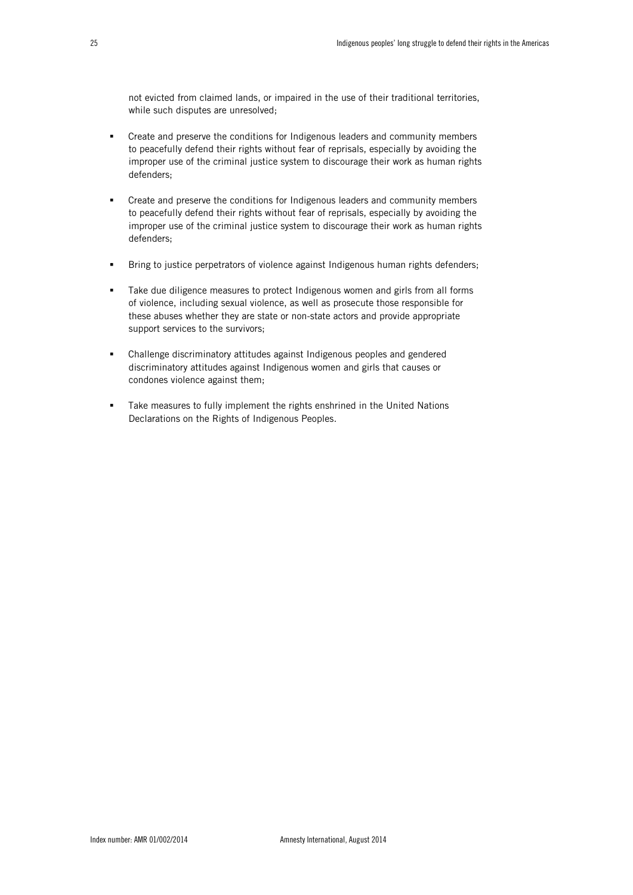not evicted from claimed lands, or impaired in the use of their traditional territories, while such disputes are unresolved;

- Create and preserve the conditions for Indigenous leaders and community members to peacefully defend their rights without fear of reprisals, especially by avoiding the improper use of the criminal justice system to discourage their work as human rights defenders;

- Create and preserve the conditions for Indigenous leaders and community members to peacefully defend their rights without fear of reprisals, especially by avoiding the improper use of the criminal justice system to discourage their work as human rights defenders;

- Bring to justice perpetrators of violence against Indigenous human rights defenders;

- Take due diligence measures to protect Indigenous women and girls from all forms of violence, including sexual violence, as well as prosecute those responsible for these abuses whether they are state or non-state actors and provide appropriate support services to the survivors;

- Challenge discriminatory attitudes against Indigenous peoples and gendered discriminatory attitudes against Indigenous women and girls that causes or condones violence against them;

- Take measures to fully implement the rights enshrined in the United Nations Declarations on the Rights of Indigenous Peoples.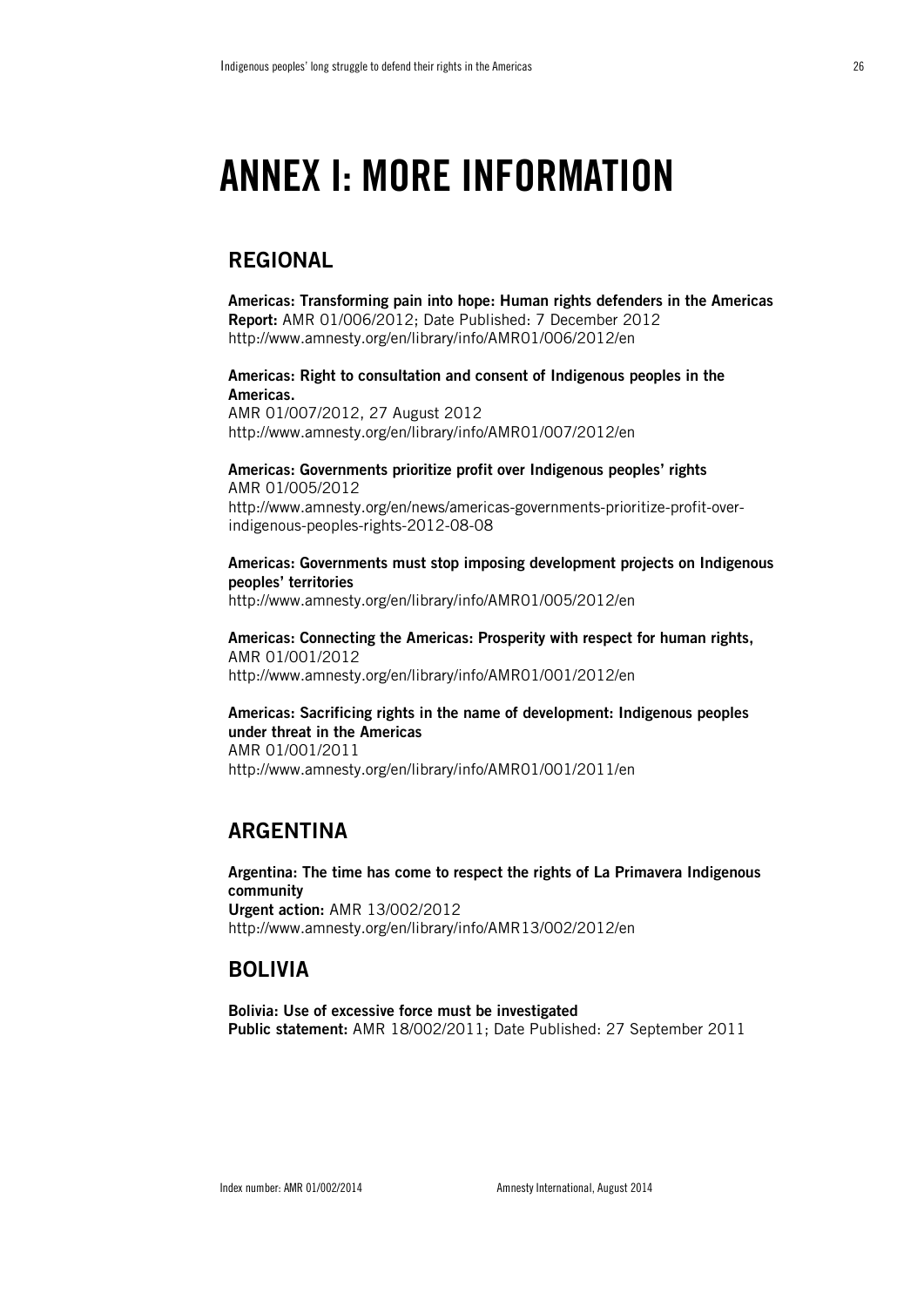# ANNEX I: MORE INFORMATION

## REGIONAL

**Americas: Transforming pain into hope: Human rights defenders in the Americas**
**Report:** AMR 01/006/2012; Date Published: 7 December 2012
http://www.amnesty.org/en/library/info/AMR01/006/2012/en

**Americas: Right to consultation and consent of Indigenous peoples in the Americas.**
AMR 01/007/2012, 27 August 2012
http://www.amnesty.org/en/library/info/AMR01/007/2012/en

**Americas: Governments prioritize profit over Indigenous peoples' rights**
AMR 01/005/2012
http://www.amnesty.org/en/news/americas-governments-prioritize-profit-over-indigenous-peoples-rights-2012-08-08

**Americas: Governments must stop imposing development projects on Indigenous peoples' territories**
http://www.amnesty.org/en/library/info/AMR01/005/2012/en

**Americas: Connecting the Americas: Prosperity with respect for human rights,**
AMR 01/001/2012
http://www.amnesty.org/en/library/info/AMR01/001/2012/en

**Americas: Sacrificing rights in the name of development: Indigenous peoples under threat in the Americas**
AMR 01/001/2011
http://www.amnesty.org/en/library/info/AMR01/001/2011/en

## ARGENTINA

**Argentina: The time has come to respect the rights of La Primavera Indigenous community**
**Urgent action:** AMR 13/002/2012
http://www.amnesty.org/en/library/info/AMR13/002/2012/en

## BOLIVIA

**Bolivia: Use of excessive force must be investigated**
**Public statement:** AMR 18/002/2011; Date Published: 27 September 2011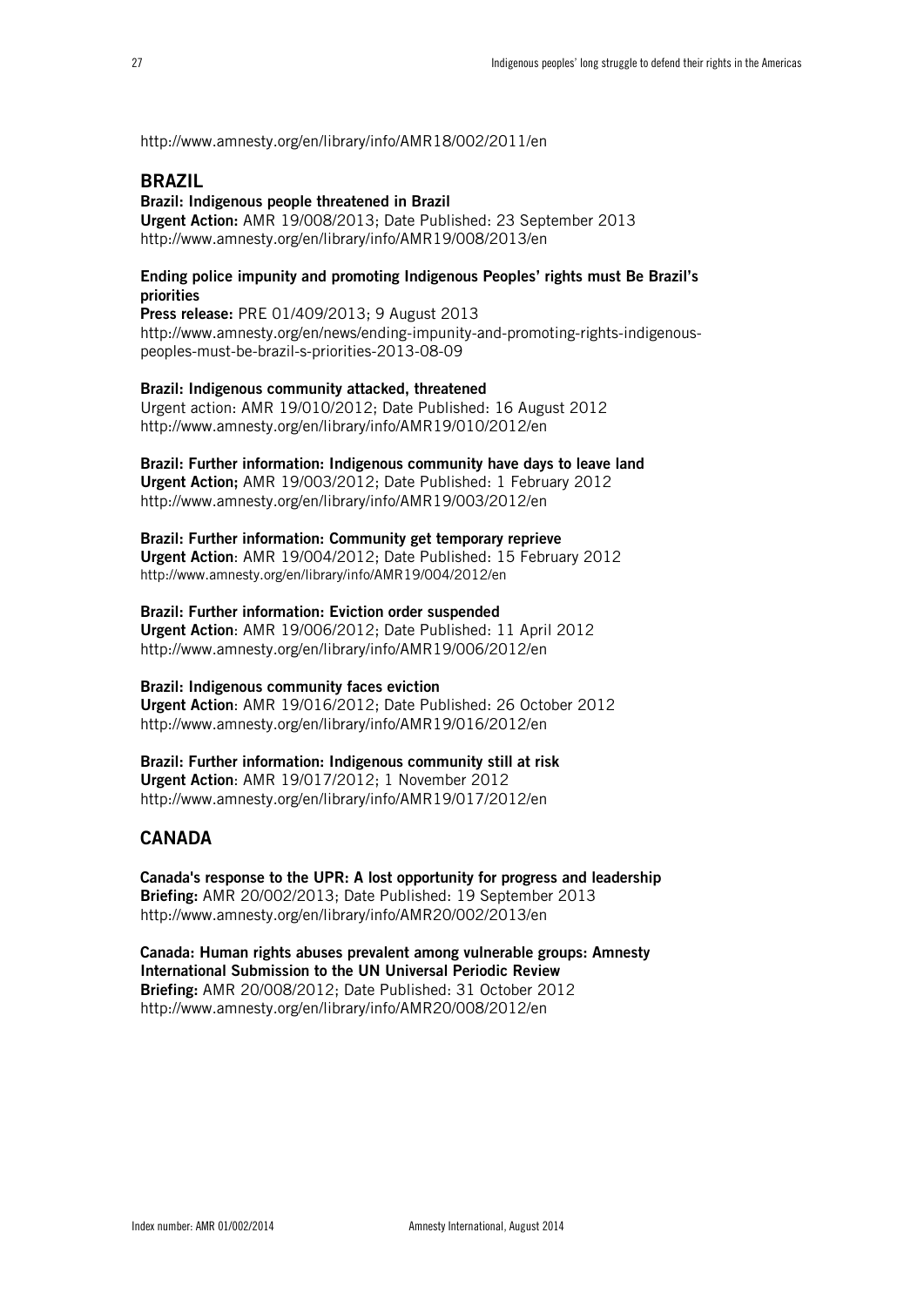http://www.amnesty.org/en/library/info/AMR18/002/2011/en

## BRAZIL

**Brazil: Indigenous people threatened in Brazil**
**Urgent Action:** AMR 19/008/2013; Date Published: 23 September 2013
http://www.amnesty.org/en/library/info/AMR19/008/2013/en

**Ending police impunity and promoting Indigenous Peoples' rights must Be Brazil's priorities**
**Press release:** PRE 01/409/2013; 9 August 2013
http://www.amnesty.org/en/news/ending-impunity-and-promoting-rights-indigenous-peoples-must-be-brazil-s-priorities-2013-08-09

**Brazil: Indigenous community attacked, threatened**
Urgent action: AMR 19/010/2012; Date Published: 16 August 2012
http://www.amnesty.org/en/library/info/AMR19/010/2012/en

**Brazil: Further information: Indigenous community have days to leave land**
**Urgent Action;** AMR 19/003/2012; Date Published: 1 February 2012
http://www.amnesty.org/en/library/info/AMR19/003/2012/en

**Brazil: Further information: Community get temporary reprieve**
**Urgent Action**: AMR 19/004/2012; Date Published: 15 February 2012
http://www.amnesty.org/en/library/info/AMR19/004/2012/en

**Brazil: Further information: Eviction order suspended**
**Urgent Action**: AMR 19/006/2012; Date Published: 11 April 2012
http://www.amnesty.org/en/library/info/AMR19/006/2012/en

**Brazil: Indigenous community faces eviction**
**Urgent Action**: AMR 19/016/2012; Date Published: 26 October 2012
http://www.amnesty.org/en/library/info/AMR19/016/2012/en

**Brazil: Further information: Indigenous community still at risk**
**Urgent Action**: AMR 19/017/2012; 1 November 2012
http://www.amnesty.org/en/library/info/AMR19/017/2012/en

## CANADA

**Canada's response to the UPR: A lost opportunity for progress and leadership**
**Briefing:** AMR 20/002/2013; Date Published: 19 September 2013
http://www.amnesty.org/en/library/info/AMR20/002/2013/en

**Canada: Human rights abuses prevalent among vulnerable groups: Amnesty International Submission to the UN Universal Periodic Review**
**Briefing:** AMR 20/008/2012; Date Published: 31 October 2012
http://www.amnesty.org/en/library/info/AMR20/008/2012/en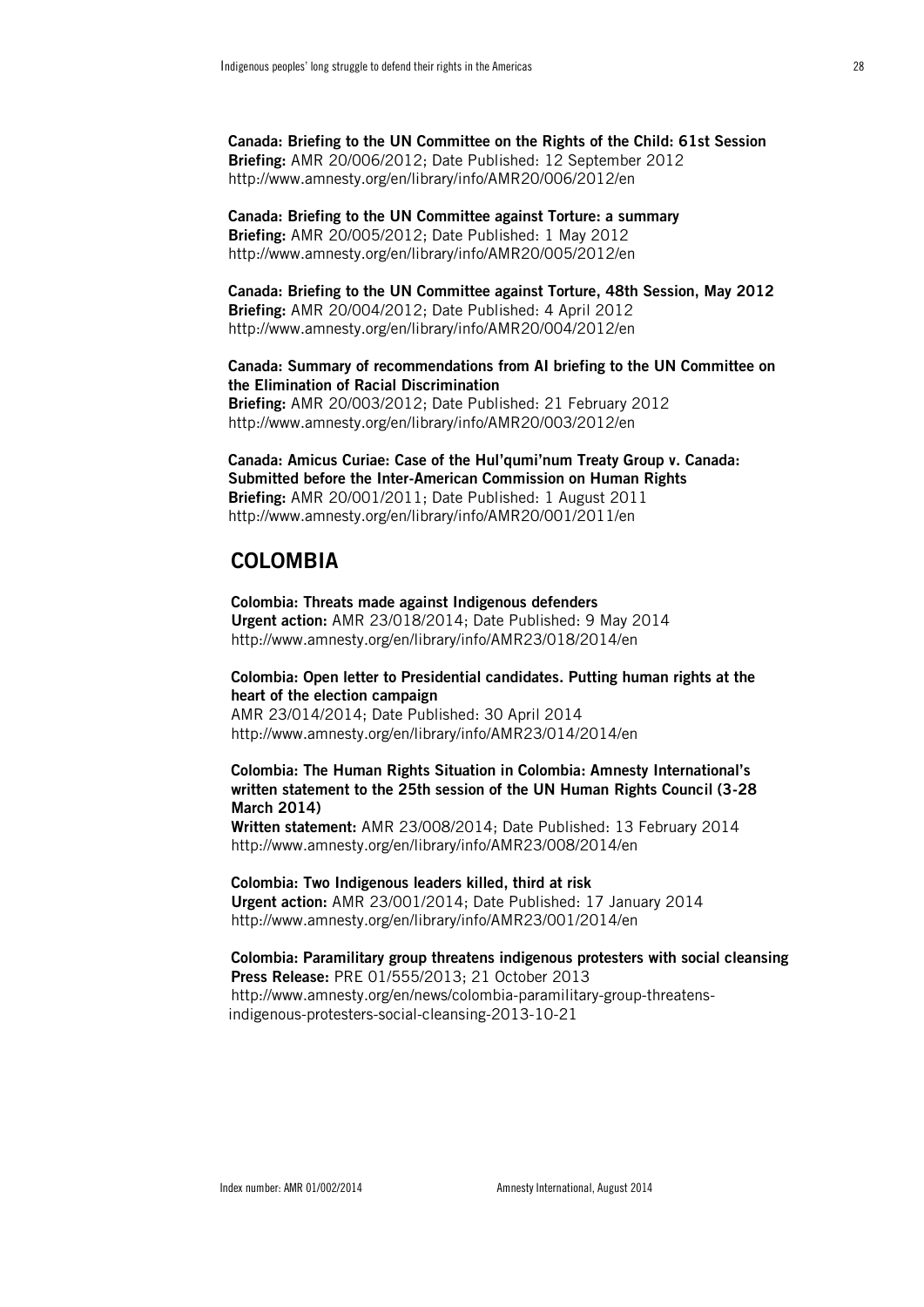**Canada: Briefing to the UN Committee on the Rights of the Child: 61st Session**
**Briefing:** AMR 20/006/2012; Date Published: 12 September 2012
http://www.amnesty.org/en/library/info/AMR20/006/2012/en

**Canada: Briefing to the UN Committee against Torture: a summary**
**Briefing:** AMR 20/005/2012; Date Published: 1 May 2012
http://www.amnesty.org/en/library/info/AMR20/005/2012/en

**Canada: Briefing to the UN Committee against Torture, 48th Session, May 2012**
**Briefing:** AMR 20/004/2012; Date Published: 4 April 2012
http://www.amnesty.org/en/library/info/AMR20/004/2012/en

**Canada: Summary of recommendations from AI briefing to the UN Committee on the Elimination of Racial Discrimination**
**Briefing:** AMR 20/003/2012; Date Published: 21 February 2012
http://www.amnesty.org/en/library/info/AMR20/003/2012/en

**Canada: Amicus Curiae: Case of the Hul'qumi'num Treaty Group v. Canada: Submitted before the Inter-American Commission on Human Rights**
**Briefing:** AMR 20/001/2011; Date Published: 1 August 2011
http://www.amnesty.org/en/library/info/AMR20/001/2011/en

## COLOMBIA

**Colombia: Threats made against Indigenous defenders**
**Urgent action:** AMR 23/018/2014; Date Published: 9 May 2014
http://www.amnesty.org/en/library/info/AMR23/018/2014/en

**Colombia: Open letter to Presidential candidates. Putting human rights at the heart of the election campaign**
AMR 23/014/2014; Date Published: 30 April 2014
http://www.amnesty.org/en/library/info/AMR23/014/2014/en

**Colombia: The Human Rights Situation in Colombia: Amnesty International's written statement to the 25th session of the UN Human Rights Council (3-28 March 2014)**
**Written statement:** AMR 23/008/2014; Date Published: 13 February 2014
http://www.amnesty.org/en/library/info/AMR23/008/2014/en

**Colombia: Two Indigenous leaders killed, third at risk**
**Urgent action:** AMR 23/001/2014; Date Published: 17 January 2014
http://www.amnesty.org/en/library/info/AMR23/001/2014/en

**Colombia: Paramilitary group threatens indigenous protesters with social cleansing**
**Press Release:** PRE 01/555/2013; 21 October 2013
http://www.amnesty.org/en/news/colombia-paramilitary-group-threatens-indigenous-protesters-social-cleansing-2013-10-21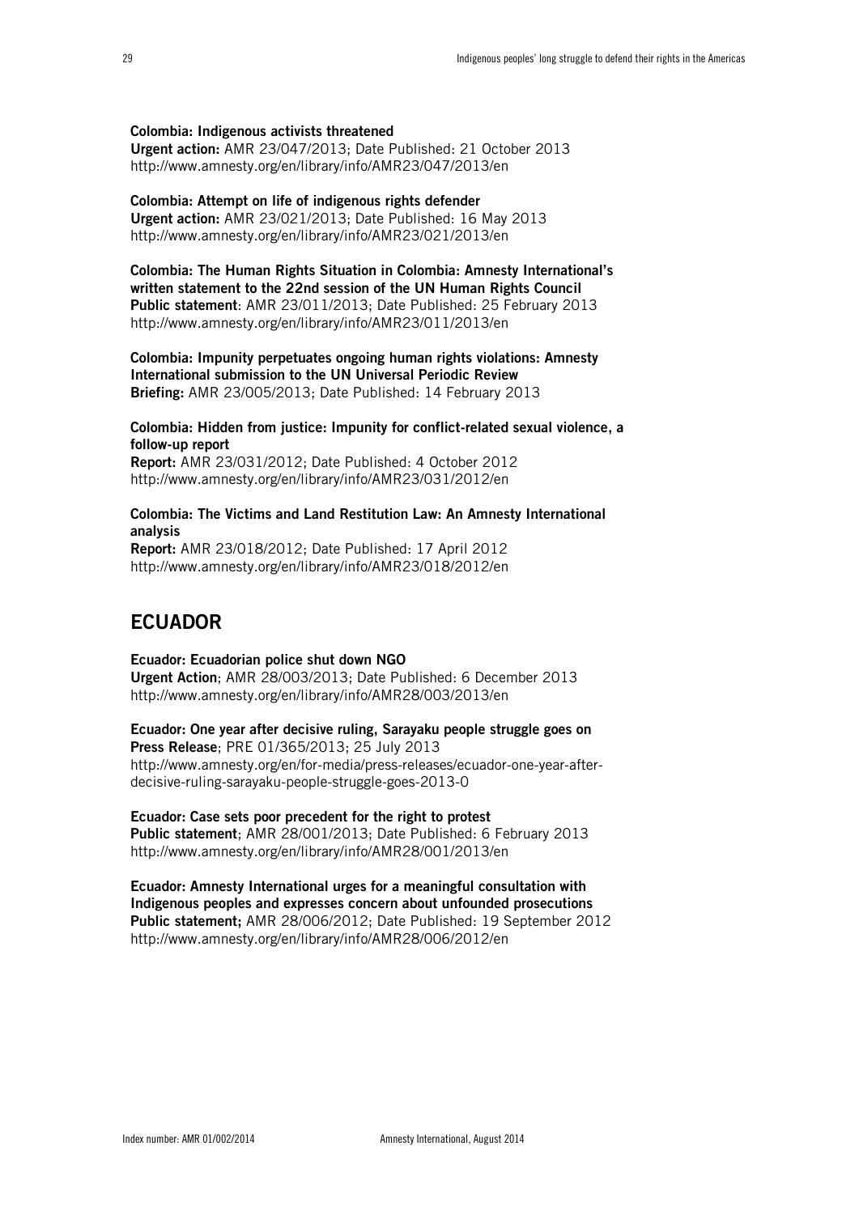**Colombia: Indigenous activists threatened**
**Urgent action:** AMR 23/047/2013; Date Published: 21 October 2013
http://www.amnesty.org/en/library/info/AMR23/047/2013/en

**Colombia: Attempt on life of indigenous rights defender**
**Urgent action:** AMR 23/021/2013; Date Published: 16 May 2013
http://www.amnesty.org/en/library/info/AMR23/021/2013/en

**Colombia: The Human Rights Situation in Colombia: Amnesty International's written statement to the 22nd session of the UN Human Rights Council**
**Public statement**: AMR 23/011/2013; Date Published: 25 February 2013
http://www.amnesty.org/en/library/info/AMR23/011/2013/en

**Colombia: Impunity perpetuates ongoing human rights violations: Amnesty International submission to the UN Universal Periodic Review**
**Briefing:** AMR 23/005/2013; Date Published: 14 February 2013

**Colombia: Hidden from justice: Impunity for conflict-related sexual violence, a follow-up report**
**Report:** AMR 23/031/2012; Date Published: 4 October 2012
http://www.amnesty.org/en/library/info/AMR23/031/2012/en

**Colombia: The Victims and Land Restitution Law: An Amnesty International analysis**
**Report:** AMR 23/018/2012; Date Published: 17 April 2012
http://www.amnesty.org/en/library/info/AMR23/018/2012/en

## ECUADOR

**Ecuador: Ecuadorian police shut down NGO**
**Urgent Action**; AMR 28/003/2013; Date Published: 6 December 2013
http://www.amnesty.org/en/library/info/AMR28/003/2013/en

**Ecuador: One year after decisive ruling, Sarayaku people struggle goes on**
**Press Release**; PRE 01/365/2013; 25 July 2013
http://www.amnesty.org/en/for-media/press-releases/ecuador-one-year-after-decisive-ruling-sarayaku-people-struggle-goes-2013-0

**Ecuador: Case sets poor precedent for the right to protest**
**Public statement**; AMR 28/001/2013; Date Published: 6 February 2013
http://www.amnesty.org/en/library/info/AMR28/001/2013/en

**Ecuador: Amnesty International urges for a meaningful consultation with Indigenous peoples and expresses concern about unfounded prosecutions**
**Public statement;** AMR 28/006/2012; Date Published: 19 September 2012
http://www.amnesty.org/en/library/info/AMR28/006/2012/en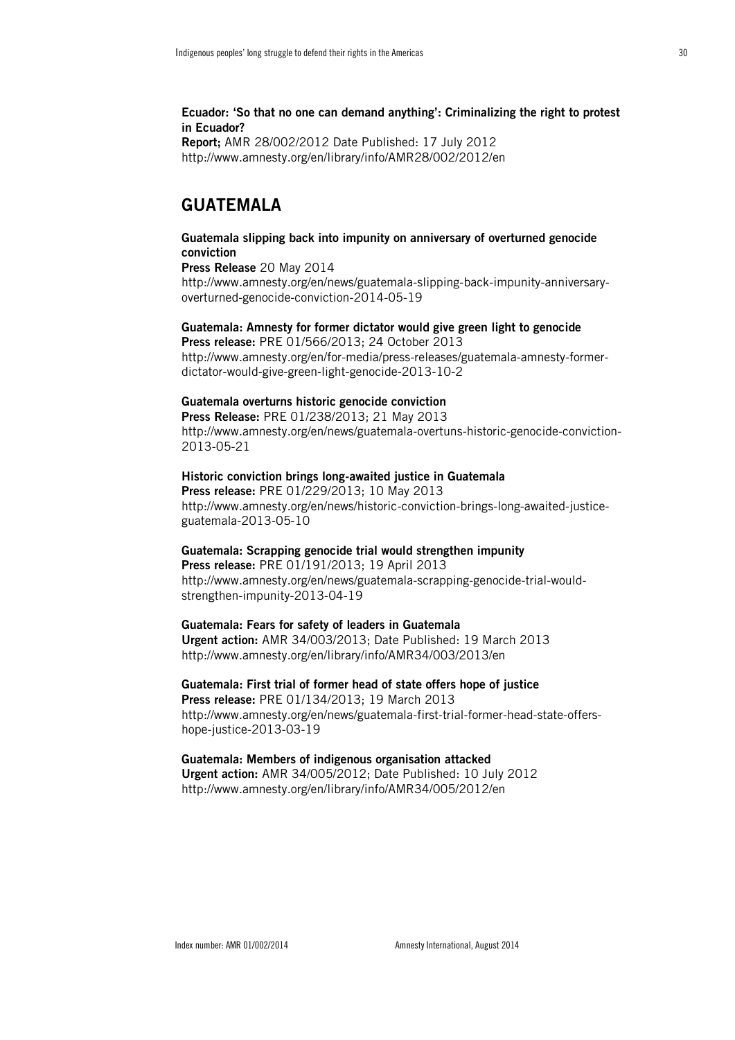**Ecuador: 'So that no one can demand anything': Criminalizing the right to protest in Ecuador?**
**Report;** AMR 28/002/2012 Date Published: 17 July 2012
http://www.amnesty.org/en/library/info/AMR28/002/2012/en

## GUATEMALA

**Guatemala slipping back into impunity on anniversary of overturned genocide conviction**
**Press Release** 20 May 2014
http://www.amnesty.org/en/news/guatemala-slipping-back-impunity-anniversary-overturned-genocide-conviction-2014-05-19

**Guatemala: Amnesty for former dictator would give green light to genocide**
**Press release:** PRE 01/566/2013; 24 October 2013
http://www.amnesty.org/en/for-media/press-releases/guatemala-amnesty-former-dictator-would-give-green-light-genocide-2013-10-2

**Guatemala overturns historic genocide conviction**
**Press Release:** PRE 01/238/2013; 21 May 2013
http://www.amnesty.org/en/news/guatemala-overtuns-historic-genocide-conviction-2013-05-21

**Historic conviction brings long-awaited justice in Guatemala**
**Press release:** PRE 01/229/2013; 10 May 2013
http://www.amnesty.org/en/news/historic-conviction-brings-long-awaited-justice-guatemala-2013-05-10

**Guatemala: Scrapping genocide trial would strengthen impunity**
**Press release:** PRE 01/191/2013; 19 April 2013
http://www.amnesty.org/en/news/guatemala-scrapping-genocide-trial-would-strengthen-impunity-2013-04-19

**Guatemala: Fears for safety of leaders in Guatemala**
**Urgent action:** AMR 34/003/2013; Date Published: 19 March 2013
http://www.amnesty.org/en/library/info/AMR34/003/2013/en

**Guatemala: First trial of former head of state offers hope of justice**
**Press release:** PRE 01/134/2013; 19 March 2013
http://www.amnesty.org/en/news/guatemala-first-trial-former-head-state-offers-hope-justice-2013-03-19

**Guatemala: Members of indigenous organisation attacked**
**Urgent action:** AMR 34/005/2012; Date Published: 10 July 2012
http://www.amnesty.org/en/library/info/AMR34/005/2012/en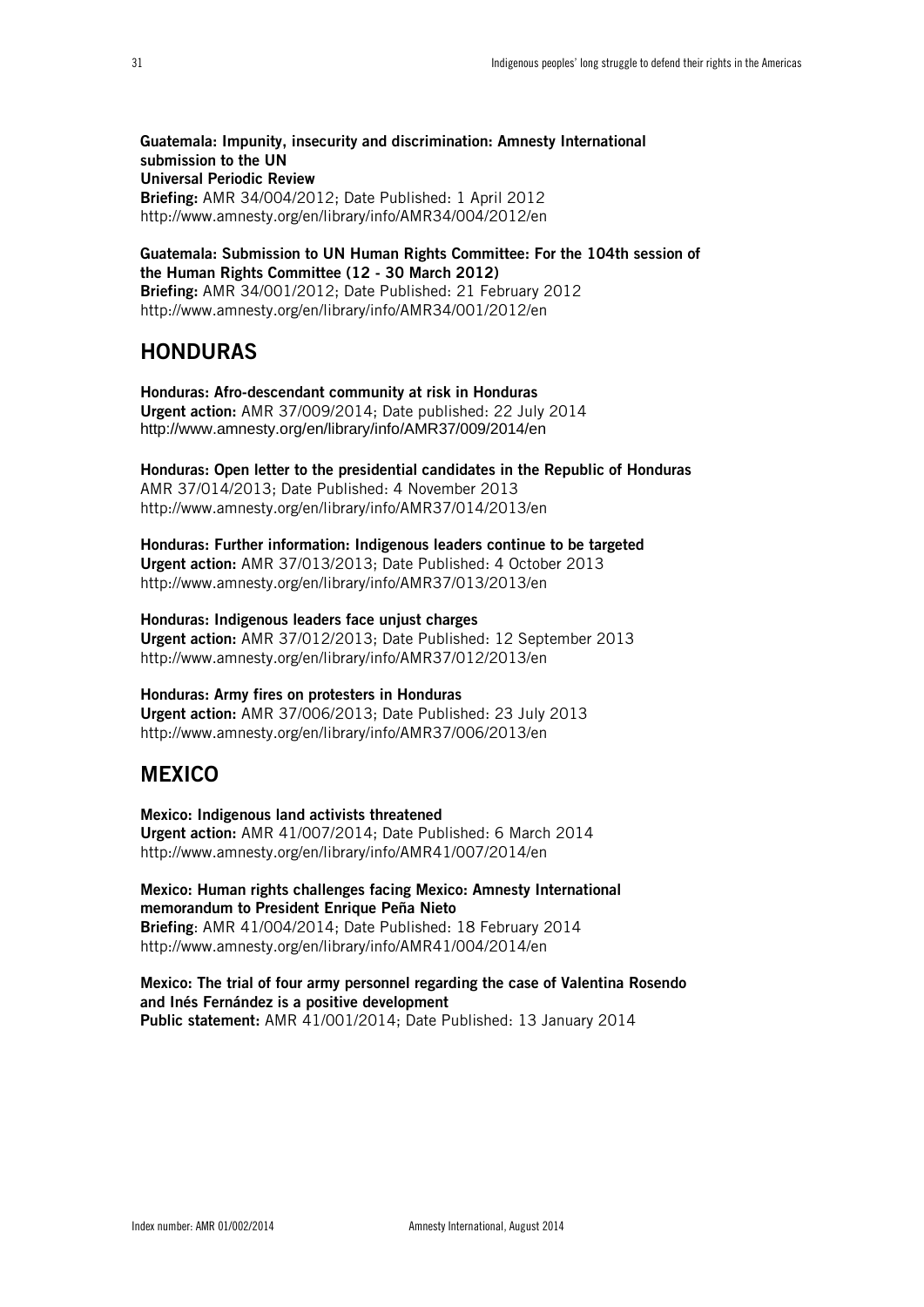**Guatemala: Impunity, insecurity and discrimination: Amnesty International submission to the UN Universal Periodic Review**
**Briefing:** AMR 34/004/2012; Date Published: 1 April 2012
http://www.amnesty.org/en/library/info/AMR34/004/2012/en

**Guatemala: Submission to UN Human Rights Committee: For the 104th session of the Human Rights Committee (12 - 30 March 2012)**
**Briefing:** AMR 34/001/2012; Date Published: 21 February 2012
http://www.amnesty.org/en/library/info/AMR34/001/2012/en

## HONDURAS

**Honduras: Afro-descendant community at risk in Honduras**
**Urgent action:** AMR 37/009/2014; Date published: 22 July 2014
http://www.amnesty.org/en/library/info/AMR37/009/2014/en

**Honduras: Open letter to the presidential candidates in the Republic of Honduras**
AMR 37/014/2013; Date Published: 4 November 2013
http://www.amnesty.org/en/library/info/AMR37/014/2013/en

**Honduras: Further information: Indigenous leaders continue to be targeted**
**Urgent action:** AMR 37/013/2013; Date Published: 4 October 2013
http://www.amnesty.org/en/library/info/AMR37/013/2013/en

**Honduras: Indigenous leaders face unjust charges**
**Urgent action:** AMR 37/012/2013; Date Published: 12 September 2013
http://www.amnesty.org/en/library/info/AMR37/012/2013/en

**Honduras: Army fires on protesters in Honduras**
**Urgent action:** AMR 37/006/2013; Date Published: 23 July 2013
http://www.amnesty.org/en/library/info/AMR37/006/2013/en

## MEXICO

**Mexico: Indigenous land activists threatened**
**Urgent action:** AMR 41/007/2014; Date Published: 6 March 2014
http://www.amnesty.org/en/library/info/AMR41/007/2014/en

**Mexico: Human rights challenges facing Mexico: Amnesty International memorandum to President Enrique Peña Nieto**
**Briefing**: AMR 41/004/2014; Date Published: 18 February 2014
http://www.amnesty.org/en/library/info/AMR41/004/2014/en

**Mexico: The trial of four army personnel regarding the case of Valentina Rosendo and Inés Fernández is a positive development**
**Public statement:** AMR 41/001/2014; Date Published: 13 January 2014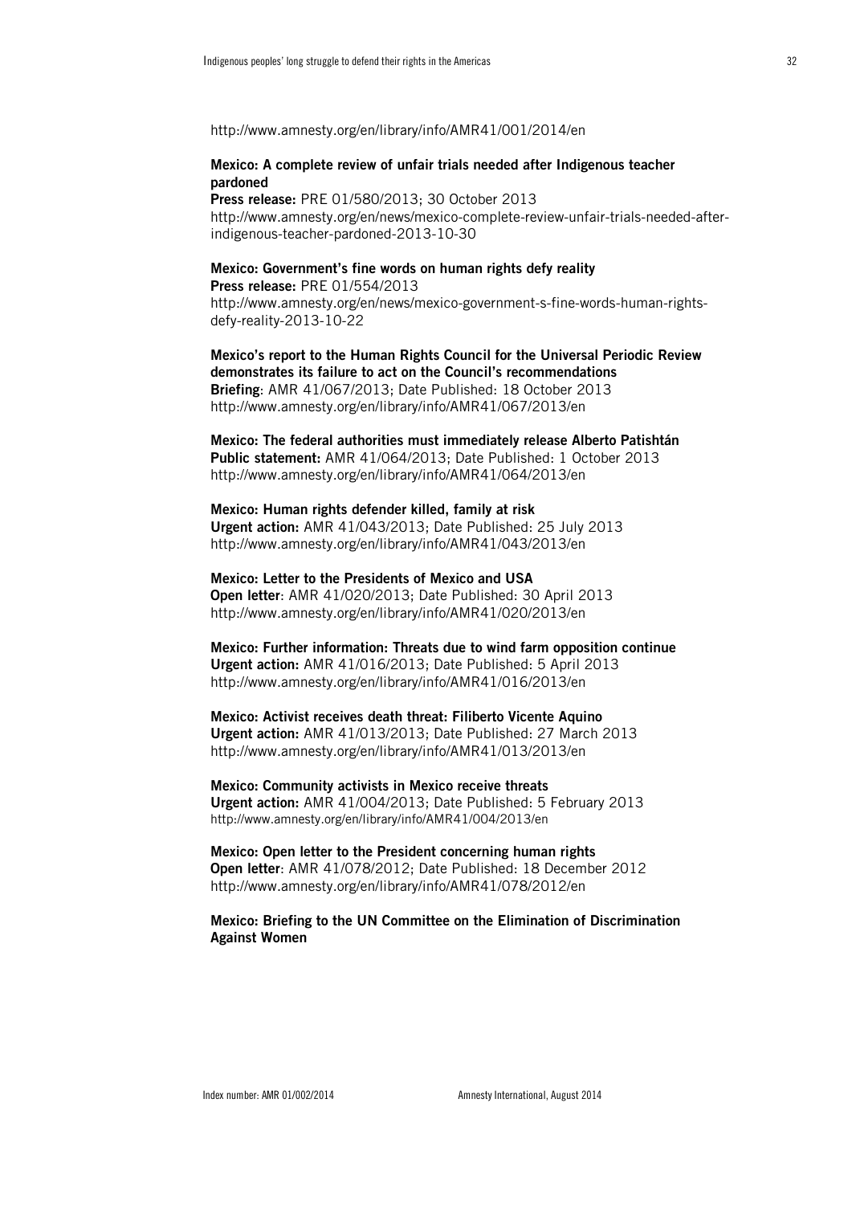http://www.amnesty.org/en/library/info/AMR41/001/2014/en

**Mexico: A complete review of unfair trials needed after Indigenous teacher pardoned**
**Press release:** PRE 01/580/2013; 30 October 2013
http://www.amnesty.org/en/news/mexico-complete-review-unfair-trials-needed-after-indigenous-teacher-pardoned-2013-10-30

**Mexico: Government's fine words on human rights defy reality**
**Press release:** PRE 01/554/2013
http://www.amnesty.org/en/news/mexico-government-s-fine-words-human-rights-defy-reality-2013-10-22

**Mexico's report to the Human Rights Council for the Universal Periodic Review demonstrates its failure to act on the Council's recommendations**
**Briefing**: AMR 41/067/2013; Date Published: 18 October 2013
http://www.amnesty.org/en/library/info/AMR41/067/2013/en

**Mexico: The federal authorities must immediately release Alberto Patishtán**
**Public statement:** AMR 41/064/2013; Date Published: 1 October 2013
http://www.amnesty.org/en/library/info/AMR41/064/2013/en

**Mexico: Human rights defender killed, family at risk**
**Urgent action:** AMR 41/043/2013; Date Published: 25 July 2013
http://www.amnesty.org/en/library/info/AMR41/043/2013/en

**Mexico: Letter to the Presidents of Mexico and USA**
**Open letter**: AMR 41/020/2013; Date Published: 30 April 2013
http://www.amnesty.org/en/library/info/AMR41/020/2013/en

**Mexico: Further information: Threats due to wind farm opposition continue**
**Urgent action:** AMR 41/016/2013; Date Published: 5 April 2013
http://www.amnesty.org/en/library/info/AMR41/016/2013/en

**Mexico: Activist receives death threat: Filiberto Vicente Aquino**
**Urgent action:** AMR 41/013/2013; Date Published: 27 March 2013
http://www.amnesty.org/en/library/info/AMR41/013/2013/en

**Mexico: Community activists in Mexico receive threats**
**Urgent action:** AMR 41/004/2013; Date Published: 5 February 2013
http://www.amnesty.org/en/library/info/AMR41/004/2013/en

**Mexico: Open letter to the President concerning human rights**
**Open letter**: AMR 41/078/2012; Date Published: 18 December 2012
http://www.amnesty.org/en/library/info/AMR41/078/2012/en

**Mexico: Briefing to the UN Committee on the Elimination of Discrimination Against Women**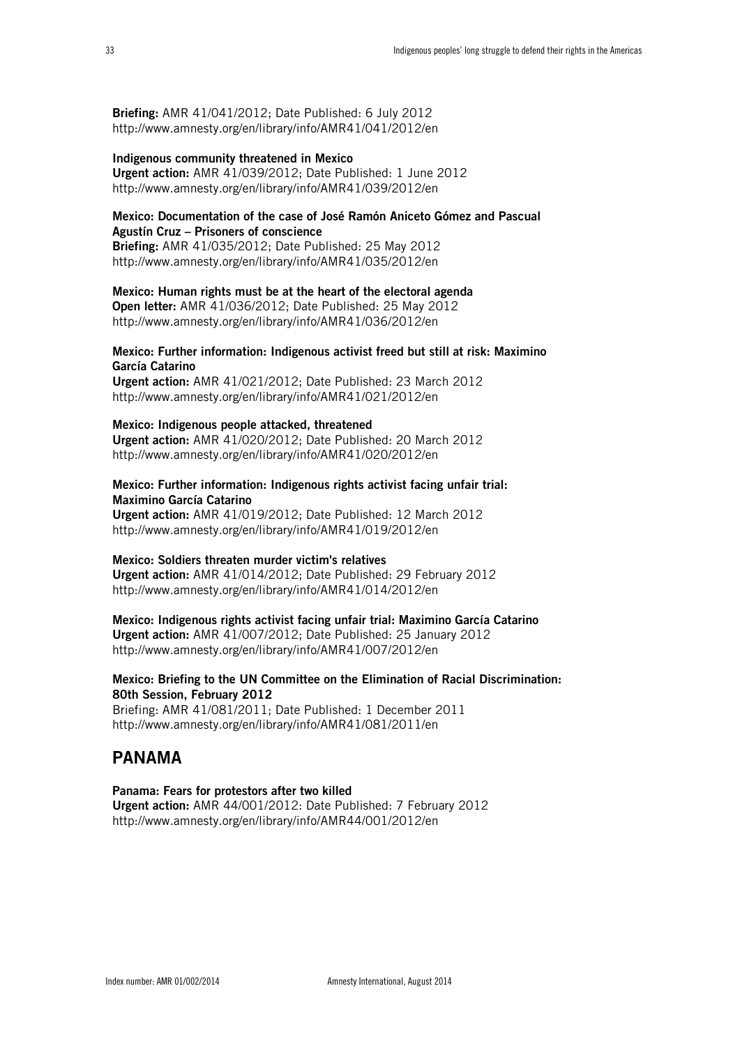**Briefing:** AMR 41/041/2012; Date Published: 6 July 2012
http://www.amnesty.org/en/library/info/AMR41/041/2012/en

**Indigenous community threatened in Mexico**
**Urgent action:** AMR 41/039/2012; Date Published: 1 June 2012
http://www.amnesty.org/en/library/info/AMR41/039/2012/en

**Mexico: Documentation of the case of José Ramón Aniceto Gómez and Pascual Agustín Cruz – Prisoners of conscience**
**Briefing:** AMR 41/035/2012; Date Published: 25 May 2012
http://www.amnesty.org/en/library/info/AMR41/035/2012/en

**Mexico: Human rights must be at the heart of the electoral agenda**
**Open letter:** AMR 41/036/2012; Date Published: 25 May 2012
http://www.amnesty.org/en/library/info/AMR41/036/2012/en

**Mexico: Further information: Indigenous activist freed but still at risk: Maximino García Catarino**
**Urgent action:** AMR 41/021/2012; Date Published: 23 March 2012
http://www.amnesty.org/en/library/info/AMR41/021/2012/en

**Mexico: Indigenous people attacked, threatened**
**Urgent action:** AMR 41/020/2012; Date Published: 20 March 2012
http://www.amnesty.org/en/library/info/AMR41/020/2012/en

**Mexico: Further information: Indigenous rights activist facing unfair trial: Maximino García Catarino**
**Urgent action:** AMR 41/019/2012; Date Published: 12 March 2012
http://www.amnesty.org/en/library/info/AMR41/019/2012/en

**Mexico: Soldiers threaten murder victim's relatives**
**Urgent action:** AMR 41/014/2012; Date Published: 29 February 2012
http://www.amnesty.org/en/library/info/AMR41/014/2012/en

**Mexico: Indigenous rights activist facing unfair trial: Maximino García Catarino**
**Urgent action:** AMR 41/007/2012; Date Published: 25 January 2012
http://www.amnesty.org/en/library/info/AMR41/007/2012/en

**Mexico: Briefing to the UN Committee on the Elimination of Racial Discrimination: 80th Session, February 2012**
Briefing: AMR 41/081/2011; Date Published: 1 December 2011
http://www.amnesty.org/en/library/info/AMR41/081/2011/en

## PANAMA

**Panama: Fears for protestors after two killed**
**Urgent action:** AMR 44/001/2012: Date Published: 7 February 2012
http://www.amnesty.org/en/library/info/AMR44/001/2012/en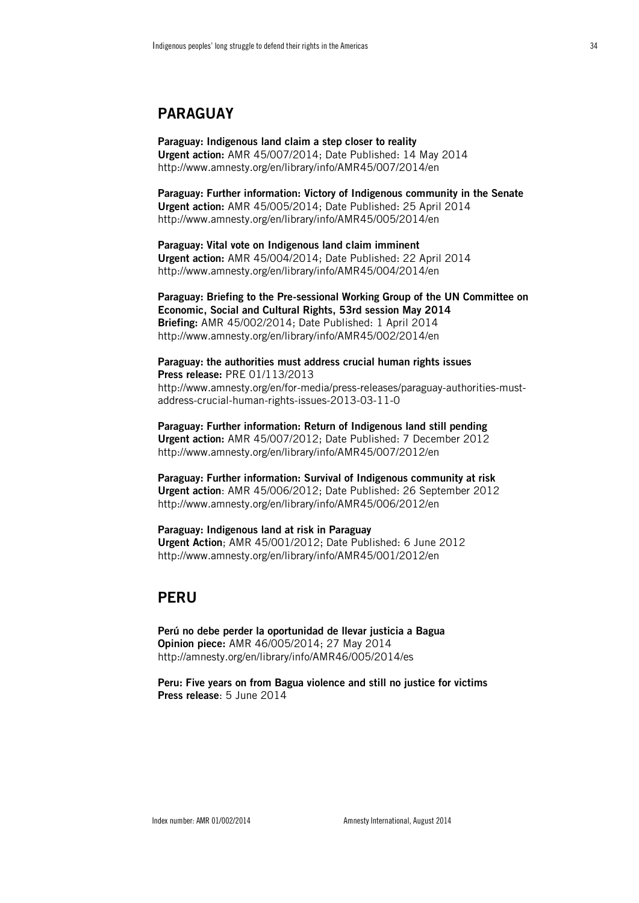## PARAGUAY

**Paraguay: Indigenous land claim a step closer to reality**
**Urgent action:** AMR 45/007/2014; Date Published: 14 May 2014
http://www.amnesty.org/en/library/info/AMR45/007/2014/en

**Paraguay: Further information: Victory of Indigenous community in the Senate**
**Urgent action:** AMR 45/005/2014; Date Published: 25 April 2014
http://www.amnesty.org/en/library/info/AMR45/005/2014/en

**Paraguay: Vital vote on Indigenous land claim imminent**
**Urgent action:** AMR 45/004/2014; Date Published: 22 April 2014
http://www.amnesty.org/en/library/info/AMR45/004/2014/en

**Paraguay: Briefing to the Pre-sessional Working Group of the UN Committee on Economic, Social and Cultural Rights, 53rd session May 2014**
**Briefing:** AMR 45/002/2014; Date Published: 1 April 2014
http://www.amnesty.org/en/library/info/AMR45/002/2014/en

**Paraguay: the authorities must address crucial human rights issues**
**Press release:** PRE 01/113/2013
http://www.amnesty.org/en/for-media/press-releases/paraguay-authorities-must-address-crucial-human-rights-issues-2013-03-11-0

**Paraguay: Further information: Return of Indigenous land still pending**
**Urgent action:** AMR 45/007/2012; Date Published: 7 December 2012
http://www.amnesty.org/en/library/info/AMR45/007/2012/en

**Paraguay: Further information: Survival of Indigenous community at risk**
**Urgent action**: AMR 45/006/2012; Date Published: 26 September 2012
http://www.amnesty.org/en/library/info/AMR45/006/2012/en

**Paraguay: Indigenous land at risk in Paraguay**
**Urgent Action**; AMR 45/001/2012; Date Published: 6 June 2012
http://www.amnesty.org/en/library/info/AMR45/001/2012/en

## PERU

**Perú no debe perder la oportunidad de llevar justicia a Bagua**
**Opinion piece:** AMR 46/005/2014; 27 May 2014
http://amnesty.org/en/library/info/AMR46/005/2014/es

**Peru: Five years on from Bagua violence and still no justice for victims**
**Press release**: 5 June 2014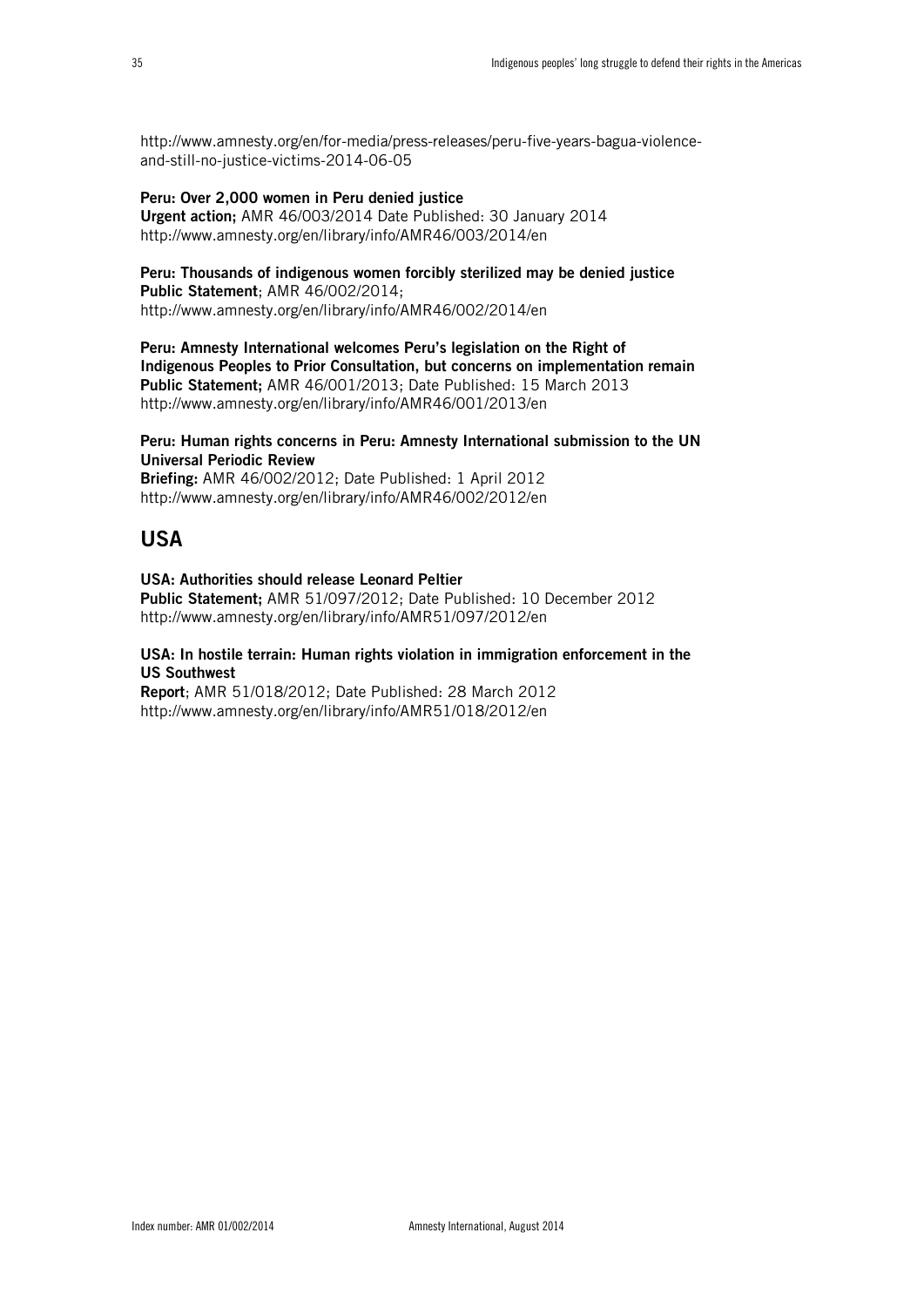http://www.amnesty.org/en/for-media/press-releases/peru-five-years-bagua-violence-and-still-no-justice-victims-2014-06-05

**Peru: Over 2,000 women in Peru denied justice**
**Urgent action;** AMR 46/003/2014 Date Published: 30 January 2014
http://www.amnesty.org/en/library/info/AMR46/003/2014/en

**Peru: Thousands of indigenous women forcibly sterilized may be denied justice**
**Public Statement**; AMR 46/002/2014;
http://www.amnesty.org/en/library/info/AMR46/002/2014/en

**Peru: Amnesty International welcomes Peru's legislation on the Right of Indigenous Peoples to Prior Consultation, but concerns on implementation remain**
**Public Statement;** AMR 46/001/2013; Date Published: 15 March 2013
http://www.amnesty.org/en/library/info/AMR46/001/2013/en

**Peru: Human rights concerns in Peru: Amnesty International submission to the UN Universal Periodic Review**
**Briefing:** AMR 46/002/2012; Date Published: 1 April 2012
http://www.amnesty.org/en/library/info/AMR46/002/2012/en

## USA

**USA: Authorities should release Leonard Peltier**
**Public Statement;** AMR 51/097/2012; Date Published: 10 December 2012
http://www.amnesty.org/en/library/info/AMR51/097/2012/en

**USA: In hostile terrain: Human rights violation in immigration enforcement in the US Southwest**
**Report**; AMR 51/018/2012; Date Published: 28 March 2012
http://www.amnesty.org/en/library/info/AMR51/018/2012/en